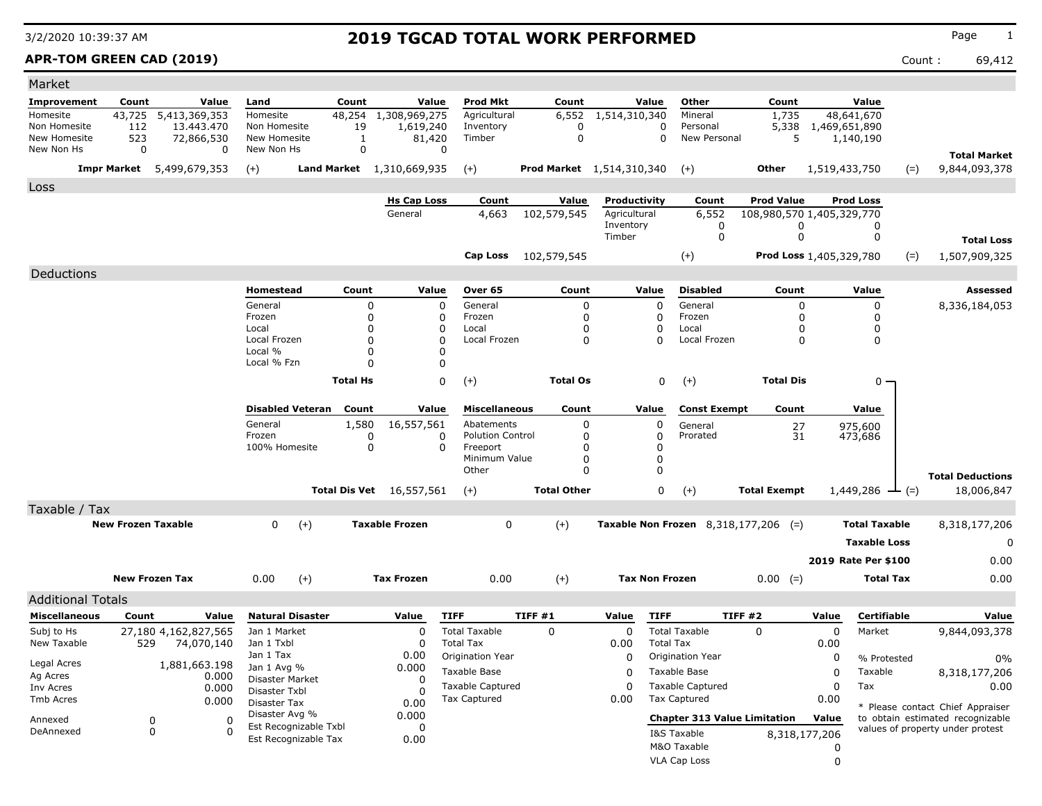# 2019 TGCAD TOTAL WORK PERFORMED

3/2/2020 10:39:37 AM

**APR-TOM GREEN CAD (2019)**

Count : 69,412

## Market

| Improvement | Count | Value | Land | Count | Value | Prod Mkt | Count | Value | Other | Count | Value | | |
|---|---|---|---|---|---|---|---|---|---|---|---|---|---|
| Homesite | 43,725 | 5,413,369,353 | Homesite | 48,254 | 1,308,969,275 | Agricultural | 6,552 | 1,514,310,340 | Mineral | 1,735 | 48,641,670 | | |
| Non Homesite | 112 | 13.443.470 | Non Homesite | 19 | 1,619,240 | Inventory | 0 | 0 | Personal | 5,338 | 1,469,651,890 | | |
| New Homesite | 523 | 72,866,530 | New Homesite | 1 | 81,420 | Timber | 0 | 0 | New Personal | 5 | 1,140,190 | | |
| New Non Hs | 0 | 0 | New Non Hs | 0 | 0 | | | | | | | | **Total Market** |
| **Impr Market** | | 5,499,679,353 | (+) **Land Market** | | 1,310,669,935 | (+) **Prod Market** | | 1,514,310,340 | (+) **Other** | | 1,519,433,750 | (=) | 9,844,093,378 |

## Loss

| Hs Cap Loss | Count | Value | Productivity | Count | Prod Value | Prod Loss | | |
|---|---|---|---|---|---|---|---|---|
| General | 4,663 | 102,579,545 | Agricultural | 6,552 | 108,980,570 | 1,405,329,770 | | |
| | | | Inventory | 0 | 0 | 0 | | |
| | | | Timber | 0 | 0 | 0 | | **Total Loss** |
| **Cap Loss** | | 102,579,545 | (+) | | **Prod Loss** | 1,405,329,780 | (=) | 1,507,909,325 |

## Deductions

| Homestead | Count | Value | Over 65 | Count | Value | Disabled | Count | Value | | **Assessed** |
|---|---|---|---|---|---|---|---|---|---|---|
| General | 0 | 0 | General | 0 | 0 | General | 0 | 0 | | 8,336,184,053 |
| Frozen | 0 | 0 | Frozen | 0 | 0 | Frozen | 0 | 0 | | |
| Local | 0 | 0 | Local | 0 | 0 | Local | 0 | 0 | | |
| Local Frozen | 0 | 0 | Local Frozen | 0 | 0 | Local Frozen | 0 | 0 | | |
| Local % | 0 | 0 | | | | | | | | |
| Local % Fzn | 0 | 0 | | | | | | | | |
| **Total Hs** | | 0 | (+) **Total Os** | | 0 | (+) **Total Dis** | | 0 | | |

| Disabled Veteran | Count | Value | Miscellaneous | Count | Value | Const Exempt | Count | Value | | **Total Deductions** |
|---|---|---|---|---|---|---|---|---|---|---|
| General | 1,580 | 16,557,561 | Abatements | 0 | 0 | General | 27 | 975,600 | | |
| Frozen | 0 | 0 | Polution Control | 0 | 0 | Prorated | 31 | 473,686 | | |
| 100% Homesite | 0 | 0 | Freeport | 0 | 0 | | | | | |
| | | | Minimum Value | 0 | 0 | | | | | |
| | | | Other | 0 | 0 | | | | | |
| **Total Dis Vet** | | 16,557,561 | (+) **Total Other** | | 0 | (+) **Total Exempt** | | 1,449,286 | (=) | 18,006,847 |

## Taxable / Tax

| | | | | | | | |
|---|---|---|---|---|---|---|---|
| **New Frozen Taxable** | 0 | (+) **Taxable Frozen** | 0 | (+) **Taxable Non Frozen** | 8,318,177,206 | (=) **Total Taxable** | 8,318,177,206 |
| | | | | | | **Taxable Loss** | 0 |
| | | | | | | **2019 Rate Per $100** | 0.00 |
| **New Frozen Tax** | 0.00 | (+) **Tax Frozen** | 0.00 | (+) **Tax Non Frozen** | 0.00 | (=) **Total Tax** | 0.00 |

## Additional Totals

| Miscellaneous | Count | Value |
|---|---|---|
| Subj to Hs | 27,180 | 4,162,827,565 |
| New Taxable | 529 | 74,070,140 |
| Legal Acres | | 1,881,663.198 |
| Ag Acres | | 0.000 |
| Inv Acres | | 0.000 |
| Tmb Acres | | 0.000 |
| Annexed | 0 | 0 |
| DeAnnexed | 0 | 0 |

| Natural Disaster | Value |
|---|---|
| Jan 1 Market | 0 |
| Jan 1 Txbl | 0 |
| Jan 1 Tax | 0.00 |
| Jan 1 Avg % | 0.000 |
| Disaster Market | 0 |
| Disaster Txbl | 0 |
| Disaster Tax | 0.00 |
| Disaster Avg % | 0.000 |
| Est Recognizable Txbl | 0 |
| Est Recognizable Tax | 0.00 |

| TIFF | TIFF #1 | Value |
|---|---|---|
| Total Taxable | 0 | 0 |
| Total Tax | | 0.00 |
| Origination Year | | 0 |
| Taxable Base | | 0 |
| Taxable Captured | | 0 |
| Tax Captured | | 0.00 |

| TIFF | TIFF #2 | Value |
|---|---|---|
| Total Taxable | 0 | 0 |
| Total Tax | | 0.00 |
| Origination Year | | 0 |
| Taxable Base | | 0 |
| Taxable Captured | | 0 |
| Tax Captured | | 0.00 |

| Chapter 313 Value Limitation | Value |
|---|---|
| I&S Taxable | 8,318,177,206 |
| M&O Taxable | 0 |
| VLA Cap Loss | 0 |

| Certifiable | Value |
|---|---|
| Market | 9,844,093,378 |
| % Protested | 0% |
| Taxable | 8,318,177,206 |
| Tax | 0.00 |

* Please contact Chief Appraiser to obtain estimated recognizable values of property under protest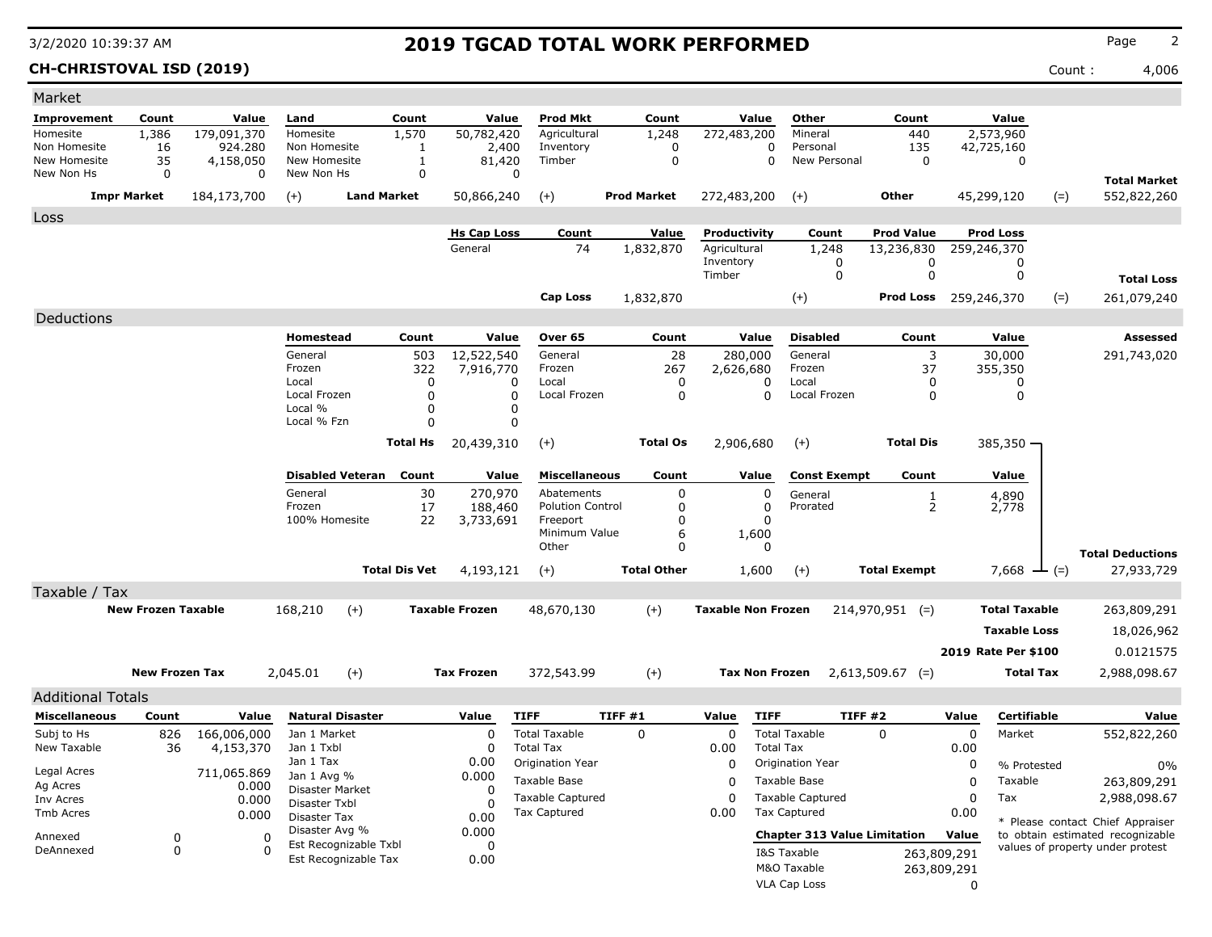# 2019 TGCAD TOTAL WORK PERFORMED

**CH-CHRISTOVAL ISD (2019)**

Count : 4,006

## Market

| Improvement | Count | Value | Land | Count | Value | Prod Mkt | Count | Value | Other | Count | Value |
|---|---|---|---|---|---|---|---|---|---|---|---|
| Homesite | 1,386 | 179,091,370 | Homesite | 1,570 | 50,782,420 | Agricultural | 1,248 | 272,483,200 | Mineral | 440 | 2,573,960 |
| Non Homesite | 16 | 924.280 | Non Homesite | 1 | 2,400 | Inventory | 0 | 0 | Personal | 135 | 42,725,160 |
| New Homesite | 35 | 4,158,050 | New Homesite | 1 | 81,420 | Timber | 0 | 0 | New Personal | 0 | 0 |
| New Non Hs | 0 | 0 | New Non Hs | 0 | 0 | | | | | | |

| Impr Market | | Land Market | | Prod Market | | Other | | Total Market |
|---|---|---|---|---|---|---|---|---|
| 184,173,700 | (+) | 50,866,240 | (+) | 272,483,200 | (+) | 45,299,120 | (=) | 552,822,260 |

## Loss

| Hs Cap Loss | Count | Value | Productivity | Count | Prod Value | Prod Loss |
|---|---|---|---|---|---|---|
| General | 74 | 1,832,870 | Agricultural | 1,248 | 13,236,830 | 259,246,370 |
| | | | Inventory | 0 | 0 | 0 |
| | | | Timber | 0 | 0 | 0 |

| Cap Loss | | Prod Loss | | Total Loss |
|---|---|---|---|---|
| 1,832,870 | (+) | 259,246,370 | (=) | 261,079,240 |

## Deductions

| Homestead | Count | Value | Over 65 | Count | Value | Disabled | Count | Value |
|---|---|---|---|---|---|---|---|---|
| General | 503 | 12,522,540 | General | 28 | 280,000 | General | 3 | 30,000 |
| Frozen | 322 | 7,916,770 | Frozen | 267 | 2,626,680 | Frozen | 37 | 355,350 |
| Local | 0 | 0 | Local | 0 | 0 | Local | 0 | 0 |
| Local Frozen | 0 | 0 | Local Frozen | 0 | 0 | Local Frozen | 0 | 0 |
| Local % | 0 | 0 | | | | | | |
| Local % Fzn | 0 | 0 | | | | | | |
| **Total Hs** | | 20,439,310 | (+) **Total Os** | | 2,906,680 | (+) **Total Dis** | | 385,350 |

Assessed: 291,743,020

| Disabled Veteran | Count | Value | Miscellaneous | Count | Value | Const Exempt | Count | Value |
|---|---|---|---|---|---|---|---|---|
| General | 30 | 270,970 | Abatements | 0 | 0 | General | 1 | 4,890 |
| Frozen | 17 | 188,460 | Polution Control | 0 | 0 | Prorated | 2 | 2,778 |
| 100% Homesite | 22 | 3,733,691 | Freeport | 0 | 0 | | | |
| | | | Minimum Value | 6 | 1,600 | | | |
| | | | Other | 0 | 0 | | | |
| **Total Dis Vet** | | 4,193,121 | (+) **Total Other** | | 1,600 | (+) **Total Exempt** | | 7,668 |

**Total Deductions** (=) 27,933,729

## Taxable / Tax

| New Frozen Taxable | | Taxable Frozen | | Taxable Non Frozen | | Total Taxable |
|---|---|---|---|---|---|---|
| 168,210 | (+) | 48,670,130 | (+) | 214,970,951 | (=) | 263,809,291 |

| | |
|---|---|
| Taxable Loss | 18,026,962 |
| 2019 Rate Per $100 | 0.0121575 |

| New Frozen Tax | | Tax Frozen | | Tax Non Frozen | | Total Tax |
|---|---|---|---|---|---|---|
| 2,045.01 | (+) | 372,543.99 | (+) | 2,613,509.67 | (=) | 2,988,098.67 |

## Additional Totals

| Miscellaneous | Count | Value |
|---|---|---|
| Subj to Hs | 826 | 166,006,000 |
| New Taxable | 36 | 4,153,370 |
| Legal Acres | | 711,065.869 |
| Ag Acres | | 0.000 |
| Inv Acres | | 0.000 |
| Tmb Acres | | 0.000 |
| Annexed | 0 | 0 |
| DeAnnexed | 0 | 0 |

| Natural Disaster | Value |
|---|---|
| Jan 1 Market | 0 |
| Jan 1 Txbl | 0 |
| Jan 1 Tax | 0.00 |
| Jan 1 Avg % | 0.000 |
| Disaster Market | 0 |
| Disaster Txbl | 0 |
| Disaster Tax | 0.00 |
| Disaster Avg % | 0.000 |
| Est Recognizable Txbl | 0 |
| Est Recognizable Tax | 0.00 |

| TIFF | TIFF #1 | Value |
|---|---|---|
| Total Taxable | 0 | 0 |
| Total Tax | | 0.00 |
| Origination Year | | 0 |
| Taxable Base | | 0 |
| Taxable Captured | | 0 |
| Tax Captured | | 0.00 |

| TIFF | TIFF #2 | Value |
|---|---|---|
| Total Taxable | 0 | 0 |
| Total Tax | | 0.00 |
| Origination Year | | 0 |
| Taxable Base | | 0 |
| Taxable Captured | | 0 |
| Tax Captured | | 0.00 |

| Chapter 313 Value Limitation | Value |
|---|---|
| I&S Taxable | 263,809,291 |
| M&O Taxable | 263,809,291 |
| VLA Cap Loss | 0 |

| Certifiable | Value |
|---|---|
| Market | 552,822,260 |
| % Protested | 0% |
| Taxable | 263,809,291 |
| Tax | 2,988,098.67 |

* Please contact Chief Appraiser to obtain estimated recognizable values of property under protest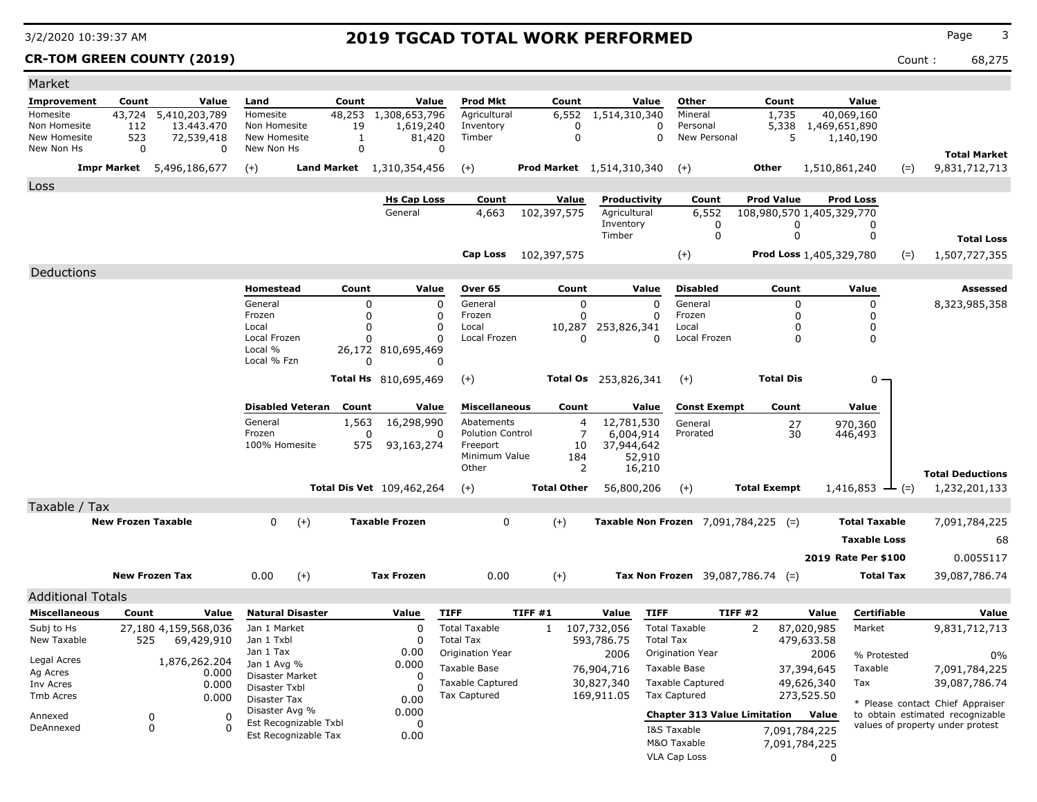# 2019 TGCAD TOTAL WORK PERFORMED

**CR-TOM GREEN COUNTY (2019)**

Count : 68,275

## Market

| Improvement | Count | Value | Land | Count | Value | Prod Mkt | Count | Value | Other | Count | Value | | |
|---|---|---|---|---|---|---|---|---|---|---|---|---|---|
| Homesite | 43,724 | 5,410,203,789 | Homesite | 48,253 | 1,308,653,796 | Agricultural | 6,552 | 1,514,310,340 | Mineral | 1,735 | 40,069,160 | | |
| Non Homesite | 112 | 13.443.470 | Non Homesite | 19 | 1,619,240 | Inventory | 0 | 0 | Personal | 5,338 | 1,469,651,890 | | |
| New Homesite | 523 | 72,539,418 | New Homesite | 1 | 81,420 | Timber | 0 | 0 | New Personal | 5 | 1,140,190 | | |
| New Non Hs | 0 | 0 | New Non Hs | 0 | 0 | | | | | | | | **Total Market** |
| **Impr Market** | | 5,496,186,677 | (+) | **Land Market** | 1,310,354,456 | (+) | **Prod Market** | 1,514,310,340 | (+) | **Other** | 1,510,861,240 | (=) | 9,831,712,713 |

## Loss

| Hs Cap Loss | Count | Value | Productivity | Count | Prod Value | Prod Loss | | |
|---|---|---|---|---|---|---|---|---|
| General | 4,663 | 102,397,575 | Agricultural | 6,552 | 108,980,570 | 1,405,329,770 | | |
| | | | Inventory | 0 | 0 | 0 | | |
| | | | Timber | 0 | 0 | 0 | | **Total Loss** |
| **Cap Loss** | | 102,397,575 | | (+) | **Prod Loss** | 1,405,329,780 | (=) | 1,507,727,355 |

## Deductions

| Homestead | Count | Value | Over 65 | Count | Value | Disabled | Count | Value | Assessed |
|---|---|---|---|---|---|---|---|---|---|
| General | 0 | 0 | General | 0 | 0 | General | 0 | 0 | 8,323,985,358 |
| Frozen | 0 | 0 | Frozen | 0 | 0 | Frozen | 0 | 0 | |
| Local | 0 | 0 | Local | 10,287 | 253,826,341 | Local | 0 | 0 | |
| Local Frozen | 0 | 0 | Local Frozen | 0 | 0 | Local Frozen | 0 | 0 | |
| Local % | 26,172 | 810,695,469 | | | | | | | |
| Local % Fzn | 0 | 0 | | | | | | | |
| **Total Hs** | | 810,695,469 | (+) | **Total Os** | 253,826,341 | (+) | **Total Dis** | 0 | |

| Disabled Veteran | Count | Value | Miscellaneous | Count | Value | Const Exempt | Count | Value | | |
|---|---|---|---|---|---|---|---|---|---|---|
| General | 1,563 | 16,298,990 | Abatements | 4 | 12,781,530 | General | 27 | 970,360 | | |
| Frozen | 0 | 0 | Polution Control | 7 | 6,004,914 | Prorated | 30 | 446,493 | | |
| 100% Homesite | 575 | 93,163,274 | Freeport | 10 | 37,944,642 | | | | | |
| | | | Minimum Value | 184 | 52,910 | | | | | |
| | | | Other | 2 | 16,210 | | | | | **Total Deductions** |
| **Total Dis Vet** | | 109,462,264 | (+) | **Total Other** | 56,800,206 | (+) | **Total Exempt** | 1,416,853 | (=) | 1,232,201,133 |

## Taxable / Tax

| | | | | | | | | | |
|---|---|---|---|---|---|---|---|---|---|
| **New Frozen Taxable** | 0 | (+) | **Taxable Frozen** | 0 | (+) | **Taxable Non Frozen** | 7,091,784,225 | (=) | **Total Taxable** 7,091,784,225 |
| | | | | | | | | | **Taxable Loss** 68 |
| | | | | | | | | | **2019 Rate Per $100** 0.0055117 |
| **New Frozen Tax** | 0.00 | (+) | **Tax Frozen** | 0.00 | (+) | **Tax Non Frozen** | 39,087,786.74 | (=) | **Total Tax** 39,087,786.74 |

## Additional Totals

| Miscellaneous | Count | Value |
|---|---|---|
| Subj to Hs | 27,180 | 4,159,568,036 |
| New Taxable | 525 | 69,429,910 |
| Legal Acres | | 1,876,262.204 |
| Ag Acres | | 0.000 |
| Inv Acres | | 0.000 |
| Tmb Acres | | 0.000 |
| Annexed | 0 | 0 |
| DeAnnexed | 0 | 0 |

| Natural Disaster | Value |
|---|---|
| Jan 1 Market | 0 |
| Jan 1 Txbl | 0 |
| Jan 1 Tax | 0.00 |
| Jan 1 Avg % | 0.000 |
| Disaster Market | 0 |
| Disaster Txbl | 0 |
| Disaster Tax | 0.00 |
| Disaster Avg % | 0.000 |
| Est Recognizable Txbl | 0 |
| Est Recognizable Tax | 0.00 |

| TIFF | TIFF #1 | Value |
|---|---|---|
| Total Taxable | 1 | 107,732,056 |
| Total Tax | | 593,786.75 |
| Origination Year | | 2006 |
| Taxable Base | | 76,904,716 |
| Taxable Captured | | 30,827,340 |
| Tax Captured | | 169,911.05 |

| TIFF | TIFF #2 | Value |
|---|---|---|
| Total Taxable | 2 | 87,020,985 |
| Total Tax | | 479,633.58 |
| Origination Year | | 2006 |
| Taxable Base | | 37,394,645 |
| Taxable Captured | | 49,626,340 |
| Tax Captured | | 273,525.50 |

| Chapter 313 Value Limitation | Value |
|---|---|
| I&S Taxable | 7,091,784,225 |
| M&O Taxable | 7,091,784,225 |
| VLA Cap Loss | 0 |

| Certifiable | Value |
|---|---|
| Market | 9,831,712,713 |
| % Protested | 0% |
| Taxable | 7,091,784,225 |
| Tax | 39,087,786.74 |

* Please contact Chief Appraiser to obtain estimated recognizable values of property under protest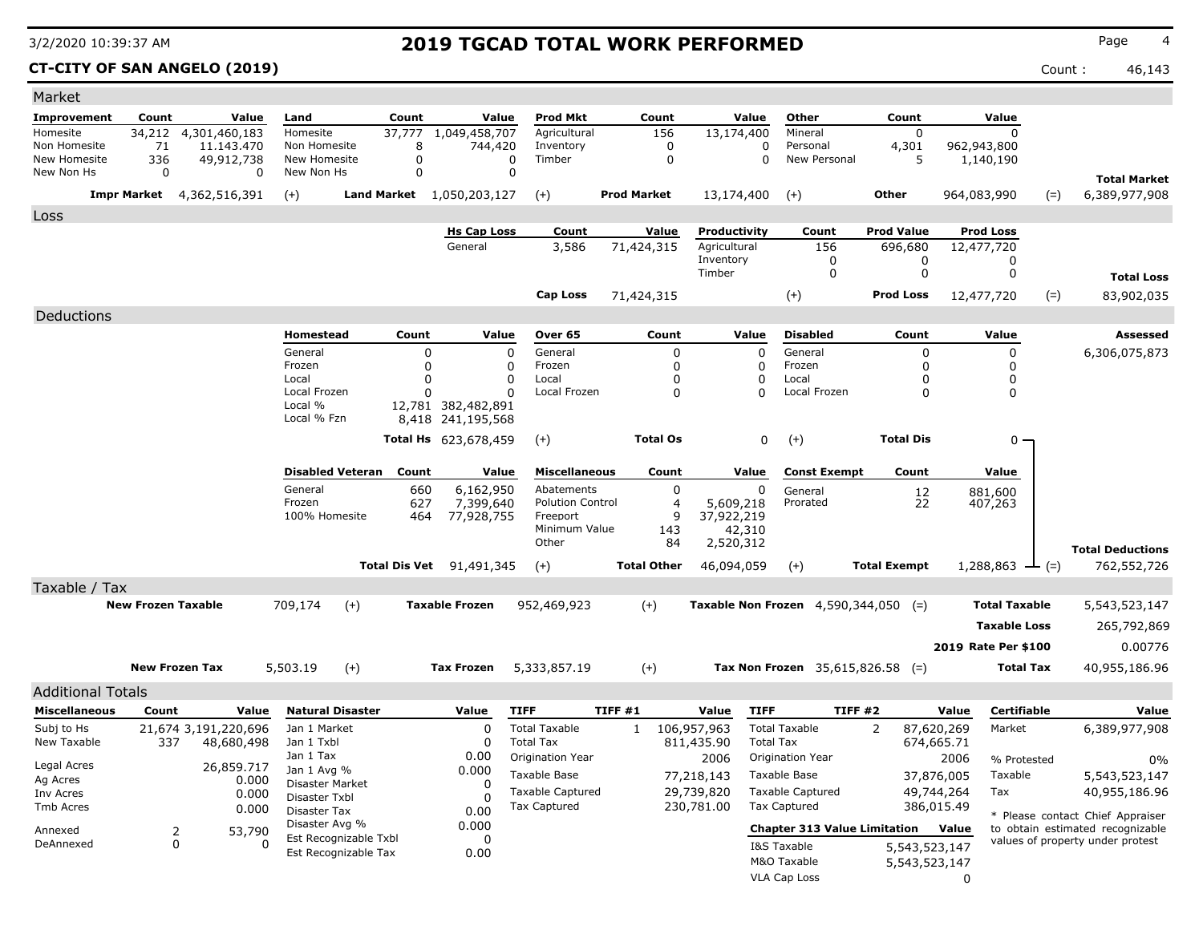# 2019 TGCAD TOTAL WORK PERFORMED

**CT-CITY OF SAN ANGELO (2019)** Count : 46,143

## Market

| Improvement | Count | Value | Land | Count | Value | Prod Mkt | Count | Value | Other | Count | Value | | Total Market |
|---|---|---|---|---|---|---|---|---|---|---|---|---|---|
| Homesite | 34,212 | 4,301,460,183 | Homesite | 37,777 | 1,049,458,707 | Agricultural | 156 | 13,174,400 | Mineral | 0 | 0 | | |
| Non Homesite | 71 | 11.143.470 | Non Homesite | 8 | 744,420 | Inventory | 0 | 0 | Personal | 4,301 | 962,943,800 | | |
| New Homesite | 336 | 49,912,738 | New Homesite | 0 | 0 | Timber | 0 | 0 | New Personal | 5 | 1,140,190 | | |
| New Non Hs | 0 | 0 | New Non Hs | 0 | 0 | | | | | | | | |
| **Impr Market** | | 4,362,516,391 | (+) **Land Market** | | 1,050,203,127 | (+) **Prod Market** | | 13,174,400 | (+) **Other** | | 964,083,990 | (=) | 6,389,977,908 |

## Loss

| Hs Cap Loss | Count | Value | Productivity | Count | Prod Value | Prod Loss | | Total Loss |
|---|---|---|---|---|---|---|---|---|
| General | 3,586 | 71,424,315 | Agricultural | 156 | 696,680 | 12,477,720 | | |
| | | | Inventory | 0 | 0 | 0 | | |
| | | | Timber | 0 | 0 | 0 | | |
| **Cap Loss** | | 71,424,315 | (+) | | **Prod Loss** | 12,477,720 | (=) | 83,902,035 |

## Deductions

**Assessed:** 6,306,075,873

| Homestead | Count | Value | Over 65 | Count | Value | Disabled | Count | Value |
|---|---|---|---|---|---|---|---|---|
| General | 0 | 0 | General | 0 | 0 | General | 0 | 0 |
| Frozen | 0 | 0 | Frozen | 0 | 0 | Frozen | 0 | 0 |
| Local | 0 | 0 | Local | 0 | 0 | Local | 0 | 0 |
| Local Frozen | 0 | 0 | Local Frozen | 0 | 0 | Local Frozen | 0 | 0 |
| Local % | 12,781 | 382,482,891 | | | | | | |
| Local % Fzn | 8,418 | 241,195,568 | | | | | | |
| **Total Hs** | | 623,678,459 | (+) **Total Os** | | 0 | (+) **Total Dis** | | 0 |

| Disabled Veteran | Count | Value | Miscellaneous | Count | Value | Const Exempt | Count | Value |
|---|---|---|---|---|---|---|---|---|
| General | 660 | 6,162,950 | Abatements | 0 | 0 | General | 12 | 881,600 |
| Frozen | 627 | 7,399,640 | Polution Control | 4 | 5,609,218 | Prorated | 22 | 407,263 |
| 100% Homesite | 464 | 77,928,755 | Freeport | 9 | 37,922,219 | | | |
| | | | Minimum Value | 143 | 42,310 | | | |
| | | | Other | 84 | 2,520,312 | | | |
| **Total Dis Vet** | | 91,491,345 | (+) **Total Other** | | 46,094,059 | (+) **Total Exempt** | | 1,288,863 |

**Total Deductions** (=) 762,552,726

## Taxable / Tax

| | | | | | | | |
|---|---|---|---|---|---|---|---|
| **New Frozen Taxable** | 709,174 | (+) **Taxable Frozen** | 952,469,923 | (+) **Taxable Non Frozen** | 4,590,344,050 | (=) **Total Taxable** | 5,543,523,147 |
| | | | | | | **Taxable Loss** | 265,792,869 |
| | | | | | | **2019 Rate Per $100** | 0.00776 |
| **New Frozen Tax** | 5,503.19 | (+) **Tax Frozen** | 5,333,857.19 | (+) **Tax Non Frozen** | 35,615,826.58 | (=) **Total Tax** | 40,955,186.96 |

## Additional Totals

| Miscellaneous | Count | Value |
|---|---|---|
| Subj to Hs | 21,674 | 3,191,220,696 |
| New Taxable | 337 | 48,680,498 |
| Legal Acres | | 26,859.717 |
| Ag Acres | | 0.000 |
| Inv Acres | | 0.000 |
| Tmb Acres | | 0.000 |
| Annexed | 2 | 53,790 |
| DeAnnexed | 0 | 0 |

| Natural Disaster | Value |
|---|---|
| Jan 1 Market | 0 |
| Jan 1 Txbl | 0 |
| Jan 1 Tax | 0.00 |
| Jan 1 Avg % | 0.000 |
| Disaster Market | 0 |
| Disaster Txbl | 0 |
| Disaster Tax | 0.00 |
| Disaster Avg % | 0.000 |
| Est Recognizable Txbl | 0 |
| Est Recognizable Tax | 0.00 |

| TIFF | TIFF #1 | Value |
|---|---|---|
| Total Taxable | 1 | 106,957,963 |
| Total Tax | | 811,435.90 |
| Origination Year | | 2006 |
| Taxable Base | | 77,218,143 |
| Taxable Captured | | 29,739,820 |
| Tax Captured | | 230,781.00 |

| TIFF | TIFF #2 | Value |
|---|---|---|
| Total Taxable | 2 | 87,620,269 |
| Total Tax | | 674,665.71 |
| Origination Year | | 2006 |
| Taxable Base | | 37,876,005 |
| Taxable Captured | | 49,744,264 |
| Tax Captured | | 386,015.49 |

| Chapter 313 Value Limitation | Value |
|---|---|
| I&S Taxable | 5,543,523,147 |
| M&O Taxable | 5,543,523,147 |
| VLA Cap Loss | 0 |

| Certifiable | Value |
|---|---|
| Market | 6,389,977,908 |
| % Protested | 0% |
| Taxable | 5,543,523,147 |
| Tax | 40,955,186.96 |

* Please contact Chief Appraiser to obtain estimated recognizable values of property under protest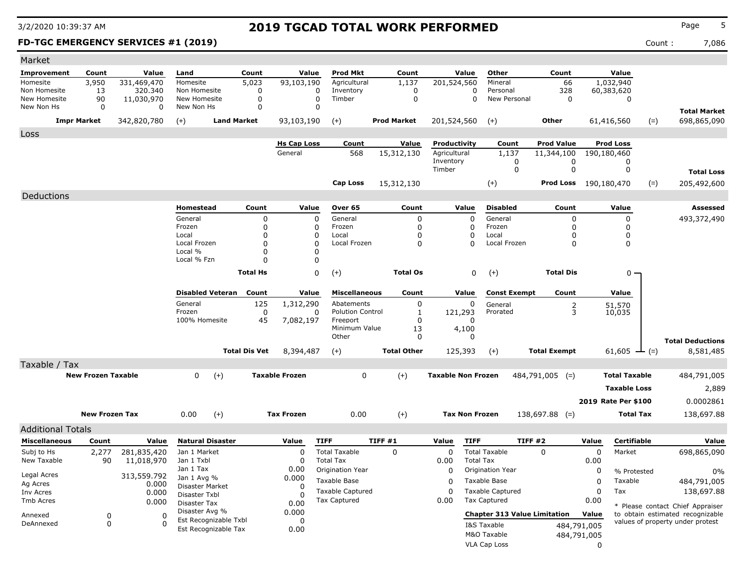# 2019 TGCAD TOTAL WORK PERFORMED

3/2/2020 10:39:37 AM

**FD-TGC EMERGENCY SERVICES #1 (2019)**

Count : 7,086

## Market

| Improvement | Count | Value | Land | Count | Value | Prod Mkt | Count | Value | Other | Count | Value | | |
|---|---|---|---|---|---|---|---|---|---|---|---|---|---|
| Homesite | 3,950 | 331,469,470 | Homesite | 5,023 | 93,103,190 | Agricultural | 1,137 | 201,524,560 | Mineral | 66 | 1,032,940 | | |
| Non Homesite | 13 | 320.340 | Non Homesite | 0 | 0 | Inventory | 0 | 0 | Personal | 328 | 60,383,620 | | |
| New Homesite | 90 | 11,030,970 | New Homesite | 0 | 0 | Timber | 0 | 0 | New Personal | 0 | 0 | | |
| New Non Hs | 0 | 0 | New Non Hs | 0 | 0 | | | | | | | | **Total Market** |
| **Impr Market** | | 342,820,780 | (+) **Land Market** | | 93,103,190 | (+) **Prod Market** | | 201,524,560 | (+) **Other** | | 61,416,560 | (=) | 698,865,090 |

## Loss

| Hs Cap Loss | Count | Value | Productivity | Count | Prod Value | Prod Loss | | |
|---|---|---|---|---|---|---|---|---|
| General | 568 | 15,312,130 | Agricultural | 1,137 | 11,344,100 | 190,180,460 | | |
| | | | Inventory | 0 | 0 | 0 | | |
| | | | Timber | 0 | 0 | 0 | | **Total Loss** |
| **Cap Loss** | | 15,312,130 | (+) | | **Prod Loss** | 190,180,470 | (=) | 205,492,600 |

## Deductions

| Homestead | Count | Value | Over 65 | Count | Value | Disabled | Count | Value | Assessed |
|---|---|---|---|---|---|---|---|---|---|
| General | 0 | 0 | General | 0 | 0 | General | 0 | 0 | 493,372,490 |
| Frozen | 0 | 0 | Frozen | 0 | 0 | Frozen | 0 | 0 | |
| Local | 0 | 0 | Local | 0 | 0 | Local | 0 | 0 | |
| Local Frozen | 0 | 0 | Local Frozen | 0 | 0 | Local Frozen | 0 | 0 | |
| Local % | 0 | 0 | | | | | | | |
| Local % Fzn | 0 | 0 | | | | | | | |
| **Total Hs** | | 0 | (+) **Total Os** | | 0 | (+) **Total Dis** | | 0 | |

| Disabled Veteran | Count | Value | Miscellaneous | Count | Value | Const Exempt | Count | Value | | |
|---|---|---|---|---|---|---|---|---|---|---|
| General | 125 | 1,312,290 | Abatements | 0 | 0 | General | 2 | 51,570 | | |
| Frozen | 0 | 0 | Polution Control | 1 | 121,293 | Prorated | 3 | 10,035 | | |
| 100% Homesite | 45 | 7,082,197 | Freeport | 0 | 0 | | | | | |
| | | | Minimum Value | 13 | 4,100 | | | | | |
| | | | Other | 0 | 0 | | | | | **Total Deductions** |
| **Total Dis Vet** | | 8,394,487 | (+) **Total Other** | | 125,393 | (+) **Total Exempt** | | 61,605 | (=) | 8,581,485 |

## Taxable / Tax

| | | | | | | | |
|---|---|---|---|---|---|---|---|
| **New Frozen Taxable** | 0 | (+) **Taxable Frozen** | 0 | (+) **Taxable Non Frozen** | 484,791,005 | (=) **Total Taxable** | 484,791,005 |
| | | | | | | **Taxable Loss** | 2,889 |
| | | | | | | **2019 Rate Per $100** | 0.0002861 |
| **New Frozen Tax** | 0.00 | (+) **Tax Frozen** | 0.00 | (+) **Tax Non Frozen** | 138,697.88 | (=) **Total Tax** | 138,697.88 |

## Additional Totals

| Miscellaneous | Count | Value |
|---|---|---|
| Subj to Hs | 2,277 | 281,835,420 |
| New Taxable | 90 | 11,018,970 |
| Legal Acres | | 313,559.792 |
| Ag Acres | | 0.000 |
| Inv Acres | | 0.000 |
| Tmb Acres | | 0.000 |
| Annexed | 0 | 0 |
| DeAnnexed | 0 | 0 |

| Natural Disaster | Value |
|---|---|
| Jan 1 Market | 0 |
| Jan 1 Txbl | 0 |
| Jan 1 Tax | 0.00 |
| Jan 1 Avg % | 0.000 |
| Disaster Market | 0 |
| Disaster Txbl | 0 |
| Disaster Tax | 0.00 |
| Disaster Avg % | 0.000 |
| Est Recognizable Txbl | 0 |
| Est Recognizable Tax | 0.00 |

| TIFF | TIFF #1 | Value |
|---|---|---|
| Total Taxable | 0 | 0 |
| Total Tax | | 0.00 |
| Origination Year | | 0 |
| Taxable Base | | 0 |
| Taxable Captured | | 0 |
| Tax Captured | | 0.00 |

| TIFF | TIFF #2 | Value |
|---|---|---|
| Total Taxable | 0 | 0 |
| Total Tax | | 0.00 |
| Origination Year | | 0 |
| Taxable Base | | 0 |
| Taxable Captured | | 0 |
| Tax Captured | | 0.00 |

| Chapter 313 Value Limitation | Value |
|---|---|
| I&S Taxable | 484,791,005 |
| M&O Taxable | 484,791,005 |
| VLA Cap Loss | 0 |

| Certifiable | Value |
|---|---|
| Market | 698,865,090 |
| % Protested | 0% |
| Taxable | 484,791,005 |
| Tax | 138,697.88 |

* Please contact Chief Appraiser to obtain estimated recognizable values of property under protest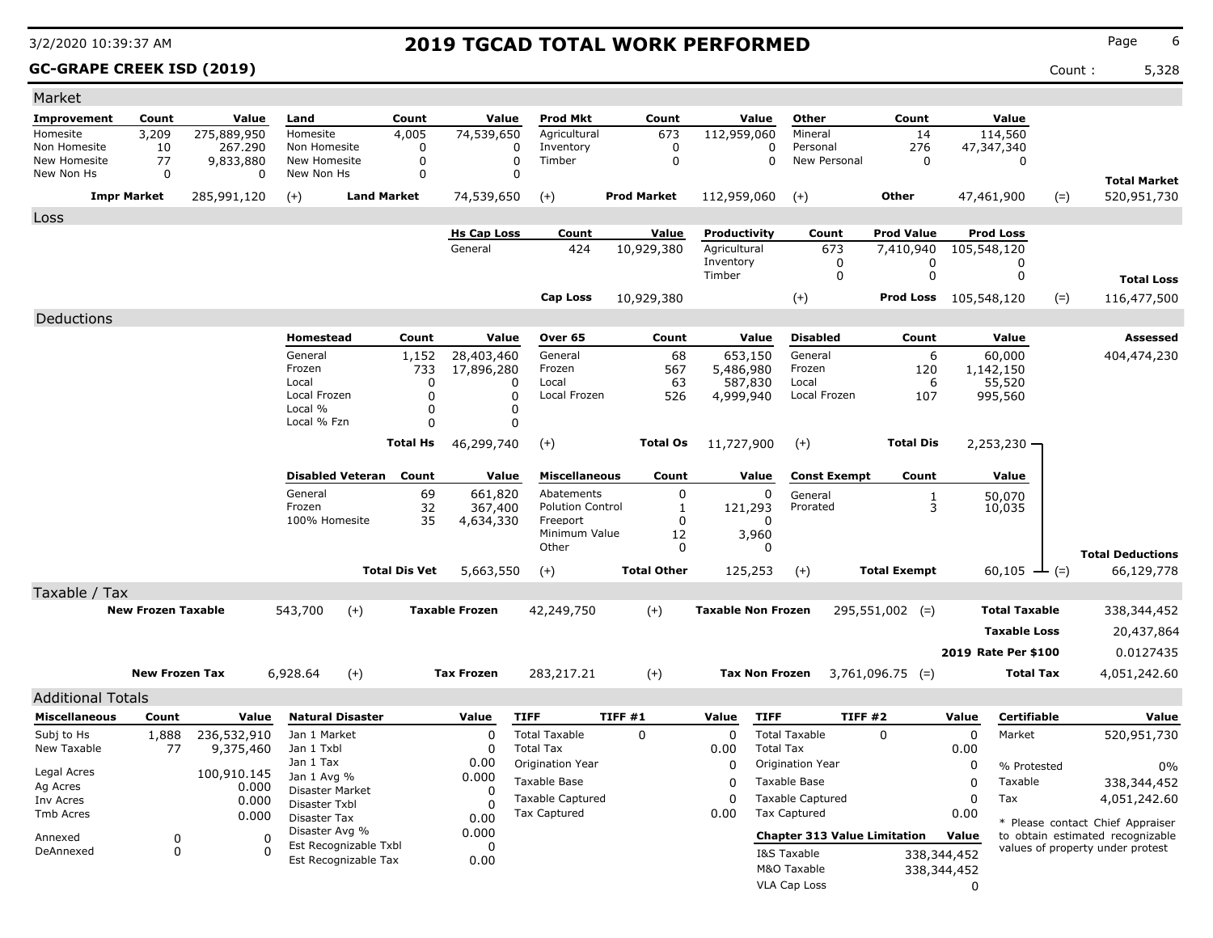# 2019 TGCAD TOTAL WORK PERFORMED

3/2/2020 10:39:37 AM

**GC-GRAPE CREEK ISD (2019)** Count : 5,328

## Market

| Improvement | Count | Value | Land | Count | Value | Prod Mkt | Count | Value | Other | Count | Value | | |
|---|---|---|---|---|---|---|---|---|---|---|---|---|---|
| Homesite | 3,209 | 275,889,950 | Homesite | 4,005 | 74,539,650 | Agricultural | 673 | 112,959,060 | Mineral | 14 | 114,560 | | |
| Non Homesite | 10 | 267.290 | Non Homesite | 0 | 0 | Inventory | 0 | 0 | Personal | 276 | 47,347,340 | | |
| New Homesite | 77 | 9,833,880 | New Homesite | 0 | 0 | Timber | 0 | 0 | New Personal | 0 | 0 | | |
| New Non Hs | 0 | 0 | New Non Hs | 0 | 0 | | | | | | | | **Total Market** |
| **Impr Market** | | 285,991,120 | (+) **Land Market** | | 74,539,650 | (+) **Prod Market** | | 112,959,060 | (+) **Other** | | 47,461,900 | (=) | 520,951,730 |

## Loss

| Hs Cap Loss | Count | Value | Productivity | Count | Prod Value | Prod Loss | | |
|---|---|---|---|---|---|---|---|---|
| General | 424 | 10,929,380 | Agricultural | 673 | 7,410,940 | 105,548,120 | | |
| | | | Inventory | 0 | 0 | 0 | | |
| | | | Timber | 0 | 0 | 0 | | **Total Loss** |
| **Cap Loss** | | 10,929,380 | (+) | | **Prod Loss** | 105,548,120 | (=) | 116,477,500 |

## Deductions

| Homestead | Count | Value | Over 65 | Count | Value | Disabled | Count | Value | Assessed |
|---|---|---|---|---|---|---|---|---|---|
| General | 1,152 | 28,403,460 | General | 68 | 653,150 | General | 6 | 60,000 | 404,474,230 |
| Frozen | 733 | 17,896,280 | Frozen | 567 | 5,486,980 | Frozen | 120 | 1,142,150 | |
| Local | 0 | 0 | Local | 63 | 587,830 | Local | 6 | 55,520 | |
| Local Frozen | 0 | 0 | Local Frozen | 526 | 4,999,940 | Local Frozen | 107 | 995,560 | |
| Local % | 0 | 0 | | | | | | | |
| Local % Fzn | 0 | 0 | | | | | | | |
| **Total Hs** | | 46,299,740 | (+) **Total Os** | | 11,727,900 | (+) **Total Dis** | | 2,253,230 | |

| Disabled Veteran | Count | Value | Miscellaneous | Count | Value | Const Exempt | Count | Value | | |
|---|---|---|---|---|---|---|---|---|---|---|
| General | 69 | 661,820 | Abatements | 0 | 0 | General | 1 | 50,070 | | |
| Frozen | 32 | 367,400 | Polution Control | 1 | 121,293 | Prorated | 3 | 10,035 | | |
| 100% Homesite | 35 | 4,634,330 | Freeport | 0 | 0 | | | | | |
| | | | Minimum Value | 12 | 3,960 | | | | | |
| | | | Other | 0 | 0 | | | | | **Total Deductions** |
| **Total Dis Vet** | | 5,663,550 | (+) **Total Other** | | 125,253 | (+) **Total Exempt** | | 60,105 | (=) | 66,129,778 |

## Taxable / Tax

| New Frozen Taxable | | Taxable Frozen | | Taxable Non Frozen | | | |
|---|---|---|---|---|---|---|---|
| 543,700 | (+) | 42,249,750 | (+) | 295,551,002 | (=) | **Total Taxable** | 338,344,452 |
| | | | | | | **Taxable Loss** | 20,437,864 |
| | | | | | | **2019 Rate Per $100** | 0.0127435 |

| New Frozen Tax | | Tax Frozen | | Tax Non Frozen | | | |
|---|---|---|---|---|---|---|---|
| 6,928.64 | (+) | 283,217.21 | (+) | 3,761,096.75 | (=) | **Total Tax** | 4,051,242.60 |

## Additional Totals

| Miscellaneous | Count | Value |
|---|---|---|
| Subj to Hs | 1,888 | 236,532,910 |
| New Taxable | 77 | 9,375,460 |
| Legal Acres | | 100,910.145 |
| Ag Acres | | 0.000 |
| Inv Acres | | 0.000 |
| Tmb Acres | | 0.000 |
| Annexed | 0 | 0 |
| DeAnnexed | 0 | 0 |

| Natural Disaster | Value |
|---|---|
| Jan 1 Market | 0 |
| Jan 1 Txbl | 0 |
| Jan 1 Tax | 0.00 |
| Jan 1 Avg % | 0.000 |
| Disaster Market | 0 |
| Disaster Txbl | 0 |
| Disaster Tax | 0.00 |
| Disaster Avg % | 0.000 |
| Est Recognizable Txbl | 0 |
| Est Recognizable Tax | 0.00 |

| TIFF | TIFF #1 | Value |
|---|---|---|
| Total Taxable | 0 | 0 |
| Total Tax | | 0.00 |
| Origination Year | | 0 |
| Taxable Base | | 0 |
| Taxable Captured | | 0 |
| Tax Captured | | 0.00 |

| TIFF | TIFF #2 | Value |
|---|---|---|
| Total Taxable | 0 | 0 |
| Total Tax | | 0.00 |
| Origination Year | | 0 |
| Taxable Base | | 0 |
| Taxable Captured | | 0 |
| Tax Captured | | 0.00 |

| Chapter 313 Value Limitation | Value |
|---|---|
| I&S Taxable | 338,344,452 |
| M&O Taxable | 338,344,452 |
| VLA Cap Loss | 0 |

| Certifiable | Value |
|---|---|
| Market | 520,951,730 |
| % Protested | 0% |
| Taxable | 338,344,452 |
| Tax | 4,051,242.60 |

* Please contact Chief Appraiser to obtain estimated recognizable values of property under protest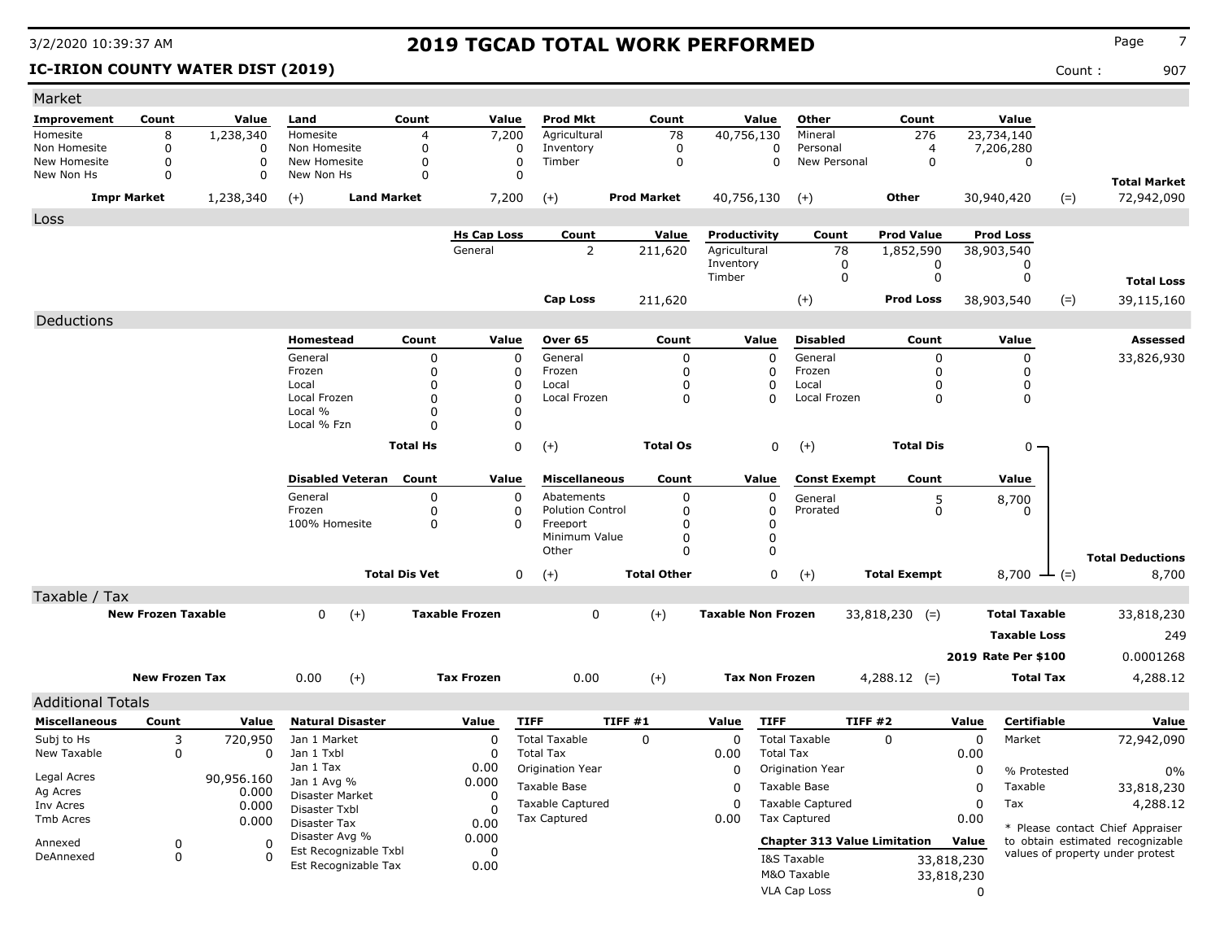# 2019 TGCAD TOTAL WORK PERFORMED

3/2/2020 10:39:37 AM

**IC-IRION COUNTY WATER DIST (2019)** Count : 907

## Market

| Improvement | Count | Value | Land | Count | Value | Prod Mkt | Count | Value | Other | Count | Value | | |
|---|---|---|---|---|---|---|---|---|---|---|---|---|---|
| Homesite | 8 | 1,238,340 | Homesite | 4 | 7,200 | Agricultural | 78 | 40,756,130 | Mineral | 276 | 23,734,140 | | |
| Non Homesite | 0 | 0 | Non Homesite | 0 | 0 | Inventory | 0 | 0 | Personal | 4 | 7,206,280 | | |
| New Homesite | 0 | 0 | New Homesite | 0 | 0 | Timber | 0 | 0 | New Personal | 0 | 0 | | |
| New Non Hs | 0 | 0 | New Non Hs | 0 | 0 | | | | | | | | **Total Market** |
| **Impr Market** | | 1,238,340 | (+) **Land Market** | | 7,200 | (+) **Prod Market** | | 40,756,130 | (+) **Other** | | 30,940,420 | (=) | 72,942,090 |

## Loss

| Hs Cap Loss | Count | Value | Productivity | Count | Prod Value | Prod Loss | | |
|---|---|---|---|---|---|---|---|---|
| General | 2 | 211,620 | Agricultural | 78 | 1,852,590 | 38,903,540 | | |
| | | | Inventory | 0 | 0 | 0 | | |
| | | | Timber | 0 | 0 | 0 | | **Total Loss** |
| **Cap Loss** | | 211,620 | (+) | | **Prod Loss** | 38,903,540 | (=) | 39,115,160 |

## Deductions

**Assessed:** 33,826,930

| Homestead | Count | Value | Over 65 | Count | Value | Disabled | Count | Value |
|---|---|---|---|---|---|---|---|---|
| General | 0 | 0 | General | 0 | 0 | General | 0 | 0 |
| Frozen | 0 | 0 | Frozen | 0 | 0 | Frozen | 0 | 0 |
| Local | 0 | 0 | Local | 0 | 0 | Local | 0 | 0 |
| Local Frozen | 0 | 0 | Local Frozen | 0 | 0 | Local Frozen | 0 | 0 |
| Local % | 0 | 0 | | | | | | |
| Local % Fzn | 0 | 0 | | | | | | |
| **Total Hs** | | 0 | (+) **Total Os** | | 0 | (+) **Total Dis** | | 0 |

| Disabled Veteran | Count | Value | Miscellaneous | Count | Value | Const Exempt | Count | Value | | |
|---|---|---|---|---|---|---|---|---|---|---|
| General | 0 | 0 | Abatements | 0 | 0 | General | 5 | 8,700 | | |
| Frozen | 0 | 0 | Polution Control | 0 | 0 | Prorated | 0 | 0 | | |
| 100% Homesite | 0 | 0 | Freeport | 0 | 0 | | | | | |
| | | | Minimum Value | 0 | 0 | | | | | |
| | | | Other | 0 | 0 | | | | | **Total Deductions** |
| **Total Dis Vet** | | 0 | (+) **Total Other** | | 0 | (+) **Total Exempt** | | 8,700 | (=) | 8,700 |

## Taxable / Tax

| New Frozen Taxable | | Taxable Frozen | | Taxable Non Frozen | | Total Taxable | |
|---|---|---|---|---|---|---|---|
| 0 | (+) | 0 | (+) | 33,818,230 | (=) | | 33,818,230 |
| | | | | | | Taxable Loss | 249 |
| | | | | | | 2019 Rate Per $100 | 0.0001268 |

| New Frozen Tax | | Tax Frozen | | Tax Non Frozen | | Total Tax | |
|---|---|---|---|---|---|---|---|
| 0.00 | (+) | 0.00 | (+) | 4,288.12 | (=) | | 4,288.12 |

## Additional Totals

| Miscellaneous | Count | Value |
|---|---|---|
| Subj to Hs | 3 | 720,950 |
| New Taxable | 0 | 0 |
| Legal Acres | | 90,956.160 |
| Ag Acres | | 0.000 |
| Inv Acres | | 0.000 |
| Tmb Acres | | 0.000 |
| Annexed | 0 | 0 |
| DeAnnexed | 0 | 0 |

| Natural Disaster | Value |
|---|---|
| Jan 1 Market | 0 |
| Jan 1 Txbl | 0 |
| Jan 1 Tax | 0.00 |
| Jan 1 Avg % | 0.000 |
| Disaster Market | 0 |
| Disaster Txbl | 0 |
| Disaster Tax | 0.00 |
| Disaster Avg % | 0.000 |
| Est Recognizable Txbl | 0 |
| Est Recognizable Tax | 0.00 |

| TIFF | TIFF #1 | Value |
|---|---|---|
| Total Taxable | 0 | 0 |
| Total Tax | | 0.00 |
| Origination Year | | 0 |
| Taxable Base | | 0 |
| Taxable Captured | | 0 |
| Tax Captured | | 0.00 |

| TIFF | TIFF #2 | Value |
|---|---|---|
| Total Taxable | 0 | 0 |
| Total Tax | | 0.00 |
| Origination Year | | 0 |
| Taxable Base | | 0 |
| Taxable Captured | | 0 |
| Tax Captured | | 0.00 |

| Chapter 313 Value Limitation | Value |
|---|---|
| I&S Taxable | 33,818,230 |
| M&O Taxable | 33,818,230 |
| VLA Cap Loss | 0 |

| Certifiable | Value |
|---|---|
| Market | 72,942,090 |
| % Protested | 0% |
| Taxable | 33,818,230 |
| Tax | 4,288.12 |

* Please contact Chief Appraiser to obtain estimated recognizable values of property under protest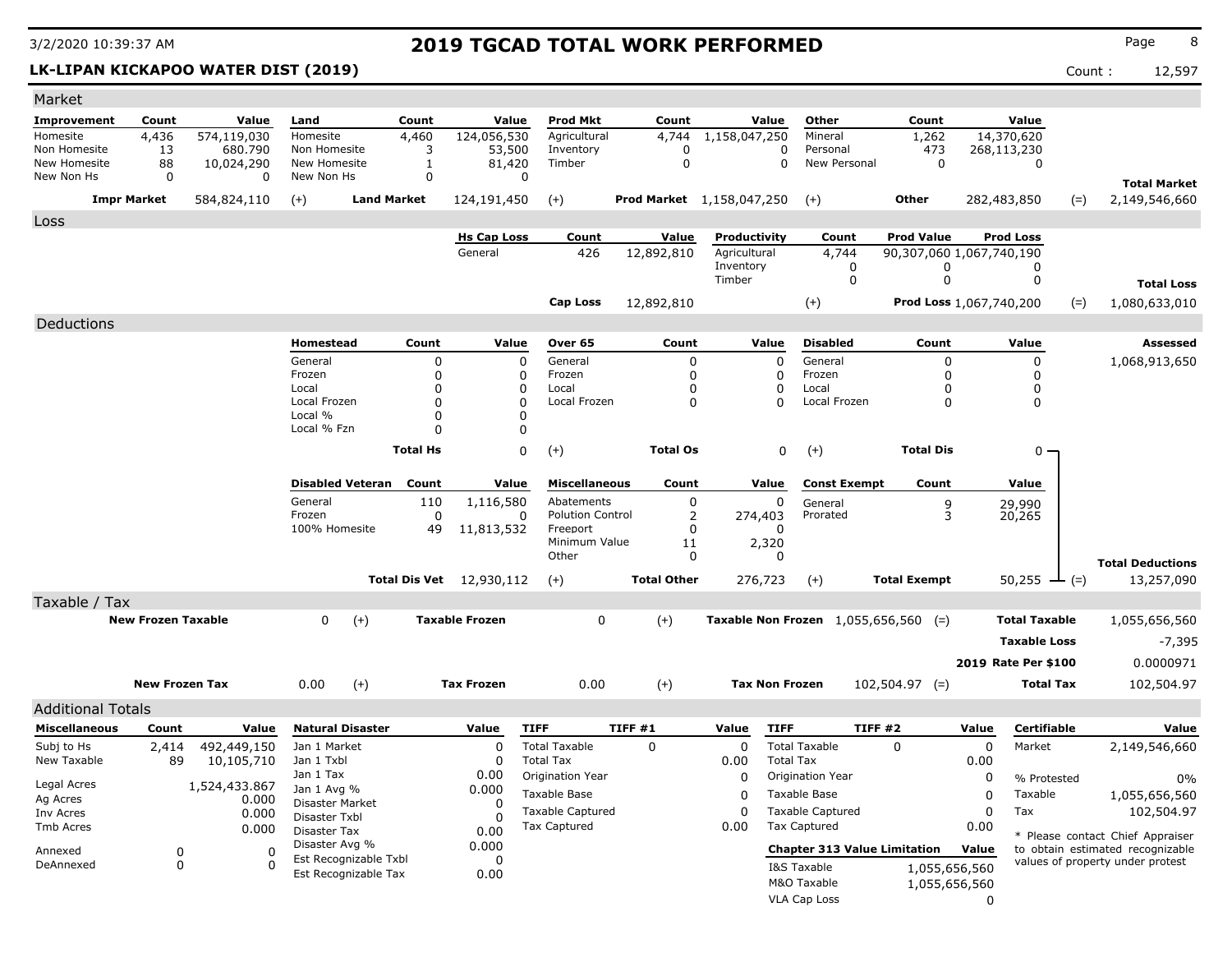# 2019 TGCAD TOTAL WORK PERFORMED

3/2/2020 10:39:37 AM

**LK-LIPAN KICKAPOO WATER DIST (2019)**

Count : 12,597

## Market

| Improvement | Count | Value | Land | Count | Value | Prod Mkt | Count | Value | Other | Count | Value | | |
|---|---|---|---|---|---|---|---|---|---|---|---|---|---|
| Homesite | 4,436 | 574,119,030 | Homesite | 4,460 | 124,056,530 | Agricultural | 4,744 | 1,158,047,250 | Mineral | 1,262 | 14,370,620 | | |
| Non Homesite | 13 | 680.790 | Non Homesite | 3 | 53,500 | Inventory | 0 | 0 | Personal | 473 | 268,113,230 | | |
| New Homesite | 88 | 10,024,290 | New Homesite | 1 | 81,420 | Timber | 0 | 0 | New Personal | 0 | 0 | | |
| New Non Hs | 0 | 0 | New Non Hs | 0 | 0 | | | | | | | | **Total Market** |
| **Impr Market** | | 584,824,110 | (+) **Land Market** | | 124,191,450 | (+) **Prod Market** | | 1,158,047,250 | (+) **Other** | | 282,483,850 | (=) | 2,149,546,660 |

## Loss

| Hs Cap Loss | Count | Value | Productivity | Count | Prod Value | Prod Loss | | |
|---|---|---|---|---|---|---|---|---|
| General | 426 | 12,892,810 | Agricultural | 4,744 | 90,307,060 | 1,067,740,190 | | |
| | | | Inventory | 0 | 0 | 0 | | |
| | | | Timber | 0 | 0 | 0 | | **Total Loss** |
| **Cap Loss** | | 12,892,810 | (+) | | **Prod Loss** | 1,067,740,200 | (=) | 1,080,633,010 |

## Deductions

| Homestead | Count | Value | Over 65 | Count | Value | Disabled | Count | Value | Assessed |
|---|---|---|---|---|---|---|---|---|---|
| General | 0 | 0 | General | 0 | 0 | General | 0 | 0 | 1,068,913,650 |
| Frozen | 0 | 0 | Frozen | 0 | 0 | Frozen | 0 | 0 | |
| Local | 0 | 0 | Local | 0 | 0 | Local | 0 | 0 | |
| Local Frozen | 0 | 0 | Local Frozen | 0 | 0 | Local Frozen | 0 | 0 | |
| Local % | 0 | 0 | | | | | | | |
| Local % Fzn | 0 | 0 | | | | | | | |
| **Total Hs** | | 0 | (+) **Total Os** | | 0 | (+) **Total Dis** | | 0 | |

| Disabled Veteran | Count | Value | Miscellaneous | Count | Value | Const Exempt | Count | Value | | |
|---|---|---|---|---|---|---|---|---|---|---|
| General | 110 | 1,116,580 | Abatements | 0 | 0 | General | 9 | 29,990 | | |
| Frozen | 0 | 0 | Polution Control | 2 | 274,403 | Prorated | 3 | 20,265 | | |
| 100% Homesite | 49 | 11,813,532 | Freeport | 0 | 0 | | | | | |
| | | | Minimum Value | 11 | 2,320 | | | | | |
| | | | Other | 0 | 0 | | | | | **Total Deductions** |
| **Total Dis Vet** | | 12,930,112 | (+) **Total Other** | | 276,723 | (+) **Total Exempt** | | 50,255 | (=) | 13,257,090 |

## Taxable / Tax

| | | | | | | | |
|---|---|---|---|---|---|---|---|
| **New Frozen Taxable** | 0 | (+) **Taxable Frozen** | 0 | (+) **Taxable Non Frozen** | 1,055,656,560 | (=) **Total Taxable** | 1,055,656,560 |
| | | | | | | **Taxable Loss** | -7,395 |
| | | | | | | **2019 Rate Per $100** | 0.0000971 |
| **New Frozen Tax** | 0.00 | (+) **Tax Frozen** | 0.00 | (+) **Tax Non Frozen** | 102,504.97 | (=) **Total Tax** | 102,504.97 |

## Additional Totals

| Miscellaneous | Count | Value |
|---|---|---|
| Subj to Hs | 2,414 | 492,449,150 |
| New Taxable | 89 | 10,105,710 |
| Legal Acres | | 1,524,433.867 |
| Ag Acres | | 0.000 |
| Inv Acres | | 0.000 |
| Tmb Acres | | 0.000 |
| Annexed | 0 | 0 |
| DeAnnexed | 0 | 0 |

| Natural Disaster | Value |
|---|---|
| Jan 1 Market | 0 |
| Jan 1 Txbl | 0 |
| Jan 1 Tax | 0.00 |
| Jan 1 Avg % | 0.000 |
| Disaster Market | 0 |
| Disaster Txbl | 0 |
| Disaster Tax | 0.00 |
| Disaster Avg % | 0.000 |
| Est Recognizable Txbl | 0 |
| Est Recognizable Tax | 0.00 |

| TIFF | TIFF #1 | Value |
|---|---|---|
| Total Taxable | 0 | 0 |
| Total Tax | | 0.00 |
| Origination Year | | 0 |
| Taxable Base | | 0 |
| Taxable Captured | | 0 |
| Tax Captured | | 0.00 |

| TIFF | TIFF #2 | Value |
|---|---|---|
| Total Taxable | 0 | 0 |
| Total Tax | | 0.00 |
| Origination Year | | 0 |
| Taxable Base | | 0 |
| Taxable Captured | | 0 |
| Tax Captured | | 0.00 |

| Chapter 313 Value Limitation | Value |
|---|---|
| I&S Taxable | 1,055,656,560 |
| M&O Taxable | 1,055,656,560 |
| VLA Cap Loss | 0 |

| Certifiable | Value |
|---|---|
| Market | 2,149,546,660 |
| % Protested | 0% |
| Taxable | 1,055,656,560 |
| Tax | 102,504.97 |

* Please contact Chief Appraiser to obtain estimated recognizable values of property under protest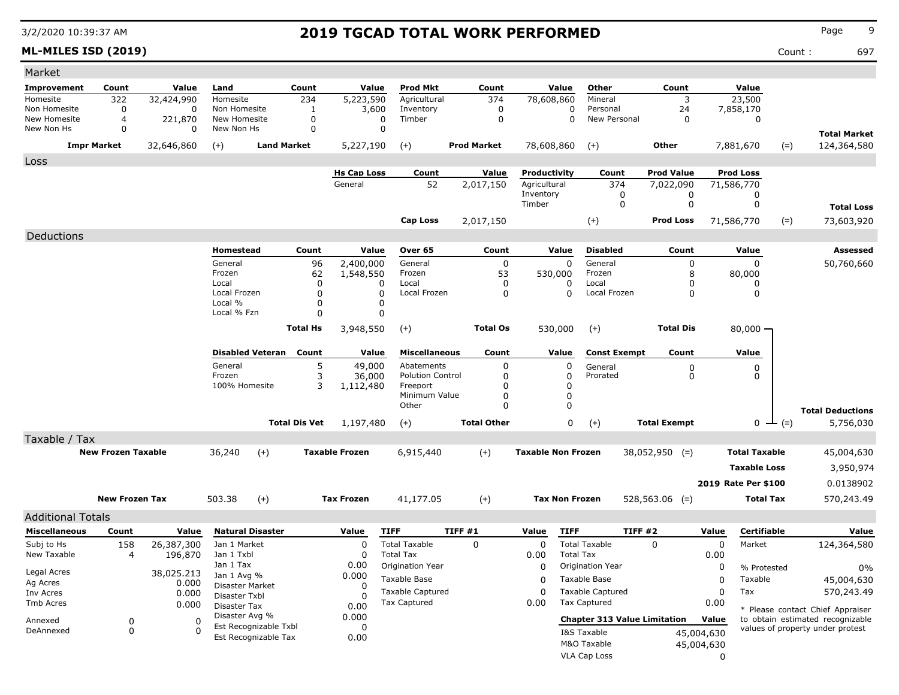# 2019 TGCAD TOTAL WORK PERFORMED

**ML-MILES ISD (2019)** Count : 697

3/2/2020 10:39:37 AM

## Market

| Improvement | Count | Value | Land | Count | Value | Prod Mkt | Count | Value | Other | Count | Value | | |
|---|---|---|---|---|---|---|---|---|---|---|---|---|---|
| Homesite | 322 | 32,424,990 | Homesite | 234 | 5,223,590 | Agricultural | 374 | 78,608,860 | Mineral | 3 | 23,500 | | |
| Non Homesite | 0 | 0 | Non Homesite | 1 | 3,600 | Inventory | 0 | 0 | Personal | 24 | 7,858,170 | | |
| New Homesite | 4 | 221,870 | New Homesite | 0 | 0 | Timber | 0 | 0 | New Personal | 0 | 0 | | |
| New Non Hs | 0 | 0 | New Non Hs | 0 | 0 | | | | | | | | **Total Market** |
| **Impr Market** | | 32,646,860 | (+) | **Land Market** | 5,227,190 | (+) | **Prod Market** | 78,608,860 | (+) | **Other** | 7,881,670 | (=) | 124,364,580 |

## Loss

| Hs Cap Loss | Count | Value | Productivity | Count | Prod Value | Prod Loss | | |
|---|---|---|---|---|---|---|---|---|
| General | 52 | 2,017,150 | Agricultural | 374 | 7,022,090 | 71,586,770 | | |
| | | | Inventory | 0 | 0 | 0 | | |
| | | | Timber | 0 | 0 | 0 | | **Total Loss** |
| **Cap Loss** | | 2,017,150 | (+) | | **Prod Loss** | 71,586,770 | (=) | 73,603,920 |

## Deductions

| Homestead | Count | Value | Over 65 | Count | Value | Disabled | Count | Value | Assessed |
|---|---|---|---|---|---|---|---|---|---|
| General | 96 | 2,400,000 | General | 0 | 0 | General | 0 | 0 | 50,760,660 |
| Frozen | 62 | 1,548,550 | Frozen | 53 | 530,000 | Frozen | 8 | 80,000 | |
| Local | 0 | 0 | Local | 0 | 0 | Local | 0 | 0 | |
| Local Frozen | 0 | 0 | Local Frozen | 0 | 0 | Local Frozen | 0 | 0 | |
| Local % | 0 | 0 | | | | | | | |
| Local % Fzn | 0 | 0 | | | | | | | |
| **Total Hs** | | 3,948,550 | (+) **Total Os** | | 530,000 | (+) **Total Dis** | | 80,000 | |

| Disabled Veteran | Count | Value | Miscellaneous | Count | Value | Const Exempt | Count | Value | |
|---|---|---|---|---|---|---|---|---|---|
| General | 5 | 49,000 | Abatements | 0 | 0 | General | 0 | 0 | |
| Frozen | 3 | 36,000 | Polution Control | 0 | 0 | Prorated | 0 | 0 | |
| 100% Homesite | 3 | 1,112,480 | Freeport | 0 | 0 | | | | |
| | | | Minimum Value | 0 | 0 | | | | |
| | | | Other | 0 | 0 | | | | **Total Deductions** |
| **Total Dis Vet** | | 1,197,480 | (+) **Total Other** | | 0 | (+) **Total Exempt** | | 0 | (=) 5,756,030 |

## Taxable / Tax

| | | | | | | | | | |
|---|---|---|---|---|---|---|---|---|---|
| **New Frozen Taxable** | 36,240 | (+) | **Taxable Frozen** | 6,915,440 | (+) | **Taxable Non Frozen** | 38,052,950 (=) | **Total Taxable** | 45,004,630 |
| | | | | | | | | **Taxable Loss** | 3,950,974 |
| | | | | | | | | **2019 Rate Per $100** | 0.0138902 |
| **New Frozen Tax** | 503.38 | (+) | **Tax Frozen** | 41,177.05 | (+) | **Tax Non Frozen** | 528,563.06 (=) | **Total Tax** | 570,243.49 |

## Additional Totals

| Miscellaneous | Count | Value |
|---|---|---|
| Subj to Hs | 158 | 26,387,300 |
| New Taxable | 4 | 196,870 |
| Legal Acres | | 38,025.213 |
| Ag Acres | | 0.000 |
| Inv Acres | | 0.000 |
| Tmb Acres | | 0.000 |
| Annexed | 0 | 0 |
| DeAnnexed | 0 | 0 |

| Natural Disaster | Value |
|---|---|
| Jan 1 Market | 0 |
| Jan 1 Txbl | 0 |
| Jan 1 Tax | 0.00 |
| Jan 1 Avg % | 0.000 |
| Disaster Market | 0 |
| Disaster Txbl | 0 |
| Disaster Tax | 0.00 |
| Disaster Avg % | 0.000 |
| Est Recognizable Txbl | 0 |
| Est Recognizable Tax | 0.00 |

| TIFF | TIFF #1 | Value |
|---|---|---|
| Total Taxable | 0 | 0 |
| Total Tax | | 0.00 |
| Origination Year | | 0 |
| Taxable Base | | 0 |
| Taxable Captured | | 0 |
| Tax Captured | | 0.00 |

| TIFF | TIFF #2 | Value |
|---|---|---|
| Total Taxable | 0 | 0 |
| Total Tax | | 0.00 |
| Origination Year | | 0 |
| Taxable Base | | 0 |
| Taxable Captured | | 0 |
| Tax Captured | | 0.00 |

| Chapter 313 Value Limitation | Value |
|---|---|
| I&S Taxable | 45,004,630 |
| M&O Taxable | 45,004,630 |
| VLA Cap Loss | 0 |

| Certifiable | Value |
|---|---|
| Market | 124,364,580 |
| % Protested | 0% |
| Taxable | 45,004,630 |
| Tax | 570,243.49 |

* Please contact Chief Appraiser to obtain estimated recognizable values of property under protest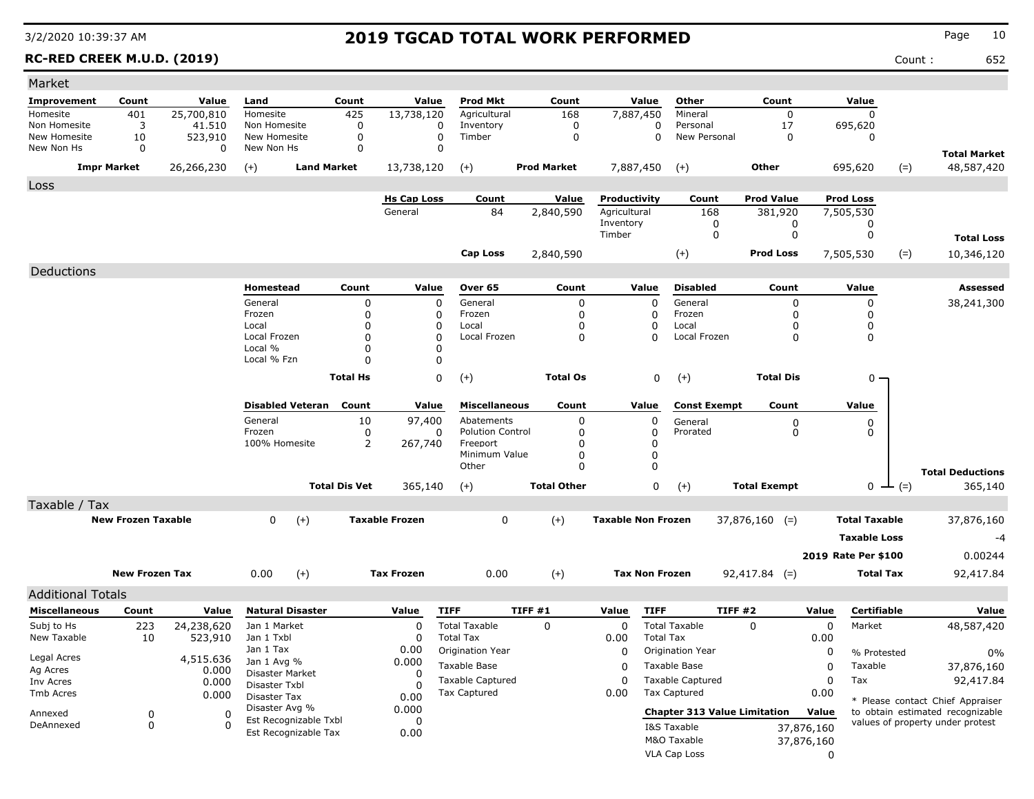# 2019 TGCAD TOTAL WORK PERFORMED

3/2/2020 10:39:37 AM

**RC-RED CREEK M.U.D. (2019)**

Count : 652

## Market

| Improvement | Count | Value | Land | Count | Value | Prod Mkt | Count | Value | Other | Count | Value | | |
|---|---|---|---|---|---|---|---|---|---|---|---|---|---|
| Homesite | 401 | 25,700,810 | Homesite | 425 | 13,738,120 | Agricultural | 168 | 7,887,450 | Mineral | 0 | 0 | | |
| Non Homesite | 3 | 41.510 | Non Homesite | 0 | 0 | Inventory | 0 | 0 | Personal | 17 | 695,620 | | |
| New Homesite | 10 | 523,910 | New Homesite | 0 | 0 | Timber | 0 | 0 | New Personal | 0 | 0 | | |
| New Non Hs | 0 | 0 | New Non Hs | 0 | 0 | | | | | | | | **Total Market** |
| **Impr Market** | | 26,266,230 | (+) **Land Market** | | 13,738,120 | (+) **Prod Market** | | 7,887,450 | (+) **Other** | | 695,620 | (=) | 48,587,420 |

## Loss

| Hs Cap Loss | Count | Value | Productivity | Count | Prod Value | Prod Loss | | |
|---|---|---|---|---|---|---|---|---|
| General | 84 | 2,840,590 | Agricultural | 168 | 381,920 | 7,505,530 | | |
| | | | Inventory | 0 | 0 | 0 | | |
| | | | Timber | 0 | 0 | 0 | | **Total Loss** |
| **Cap Loss** | | 2,840,590 | (+) | | **Prod Loss** | 7,505,530 | (=) | 10,346,120 |

## Deductions

| Homestead | Count | Value | Over 65 | Count | Value | Disabled | Count | Value | Assessed |
|---|---|---|---|---|---|---|---|---|---|
| General | 0 | 0 | General | 0 | 0 | General | 0 | 0 | 38,241,300 |
| Frozen | 0 | 0 | Frozen | 0 | 0 | Frozen | 0 | 0 | |
| Local | 0 | 0 | Local | 0 | 0 | Local | 0 | 0 | |
| Local Frozen | 0 | 0 | Local Frozen | 0 | 0 | Local Frozen | 0 | 0 | |
| Local % | 0 | 0 | | | | | | | |
| Local % Fzn | 0 | 0 | | | | | | | |
| **Total Hs** | | 0 | (+) **Total Os** | | 0 | (+) **Total Dis** | | 0 | |

| Disabled Veteran | Count | Value | Miscellaneous | Count | Value | Const Exempt | Count | Value | | |
|---|---|---|---|---|---|---|---|---|---|---|
| General | 10 | 97,400 | Abatements | 0 | 0 | General | 0 | 0 | | |
| Frozen | 0 | 0 | Polution Control | 0 | 0 | Prorated | 0 | 0 | | |
| 100% Homesite | 2 | 267,740 | Freeport | 0 | 0 | | | | | |
| | | | Minimum Value | 0 | 0 | | | | | |
| | | | Other | 0 | 0 | | | | | **Total Deductions** |
| **Total Dis Vet** | | 365,140 | (+) **Total Other** | | 0 | (+) **Total Exempt** | | 0 | (=) | 365,140 |

## Taxable / Tax

| | | | | | | | |
|---|---|---|---|---|---|---|---|
| **New Frozen Taxable** | 0 | (+) **Taxable Frozen** | 0 | (+) **Taxable Non Frozen** | 37,876,160 (=) | **Total Taxable** | 37,876,160 |
| | | | | | | **Taxable Loss** | -4 |
| | | | | | | **2019 Rate Per $100** | 0.00244 |
| **New Frozen Tax** | 0.00 | (+) **Tax Frozen** | 0.00 | (+) **Tax Non Frozen** | 92,417.84 (=) | **Total Tax** | 92,417.84 |

## Additional Totals

| Miscellaneous | Count | Value |
|---|---|---|
| Subj to Hs | 223 | 24,238,620 |
| New Taxable | 10 | 523,910 |
| Legal Acres | | 4,515.636 |
| Ag Acres | | 0.000 |
| Inv Acres | | 0.000 |
| Tmb Acres | | 0.000 |
| Annexed | 0 | 0 |
| DeAnnexed | 0 | 0 |

| Natural Disaster | Value |
|---|---|
| Jan 1 Market | 0 |
| Jan 1 Txbl | 0 |
| Jan 1 Tax | 0.00 |
| Jan 1 Avg % | 0.000 |
| Disaster Market | 0 |
| Disaster Txbl | 0 |
| Disaster Tax | 0.00 |
| Disaster Avg % | 0.000 |
| Est Recognizable Txbl | 0 |
| Est Recognizable Tax | 0.00 |

| TIFF | TIFF #1 | Value |
|---|---|---|
| Total Taxable | 0 | 0 |
| Total Tax | | 0.00 |
| Origination Year | | 0 |
| Taxable Base | | 0 |
| Taxable Captured | | 0 |
| Tax Captured | | 0.00 |

| TIFF | TIFF #2 | Value |
|---|---|---|
| Total Taxable | 0 | 0 |
| Total Tax | | 0.00 |
| Origination Year | | 0 |
| Taxable Base | | 0 |
| Taxable Captured | | 0 |
| Tax Captured | | 0.00 |

| Chapter 313 Value Limitation | Value |
|---|---|
| I&S Taxable | 37,876,160 |
| M&O Taxable | 37,876,160 |
| VLA Cap Loss | 0 |

| Certifiable | Value |
|---|---|
| Market | 48,587,420 |
| % Protested | 0% |
| Taxable | 37,876,160 |
| Tax | 92,417.84 |

* Please contact Chief Appraiser to obtain estimated recognizable values of property under protest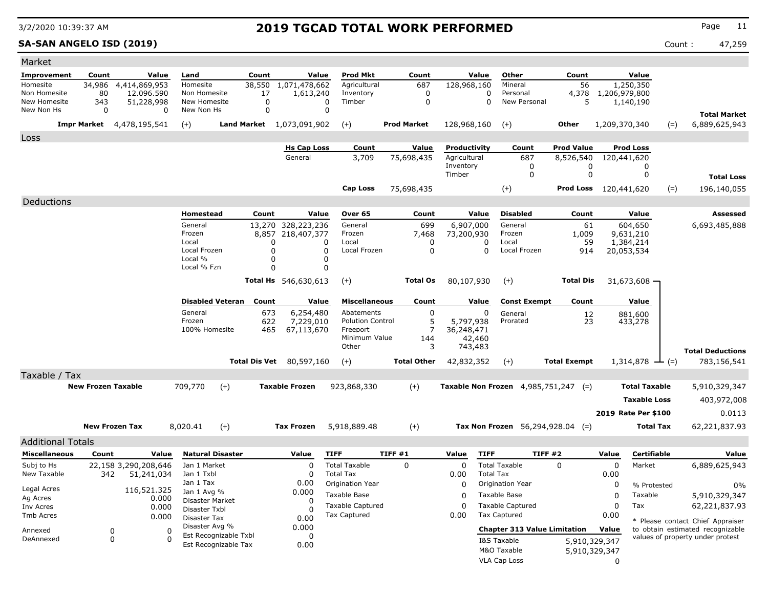# 2019 TGCAD TOTAL WORK PERFORMED

3/2/2020 10:39:37 AM

**SA-SAN ANGELO ISD (2019)**

Count : 47,259

## Market

| Improvement | Count | Value | Land | Count | Value | Prod Mkt | Count | Value | Other | Count | Value | | |
|---|---|---|---|---|---|---|---|---|---|---|---|---|---|
| Homesite | 34,986 | 4,414,869,953 | Homesite | 38,550 | 1,071,478,662 | Agricultural | 687 | 128,968,160 | Mineral | 56 | 1,250,350 | | |
| Non Homesite | 80 | 12.096.590 | Non Homesite | 17 | 1,613,240 | Inventory | 0 | 0 | Personal | 4,378 | 1,206,979,800 | | |
| New Homesite | 343 | 51,228,998 | New Homesite | 0 | 0 | Timber | 0 | 0 | New Personal | 5 | 1,140,190 | | |
| New Non Hs | 0 | 0 | New Non Hs | 0 | 0 | | | | | | | | **Total Market** |
| **Impr Market** | | 4,478,195,541 | (+) | **Land Market** | 1,073,091,902 | (+) | **Prod Market** | 128,968,160 | (+) | **Other** | 1,209,370,340 | (=) | 6,889,625,943 |

## Loss

| Hs Cap Loss | Count | Value | Productivity | Count | Prod Value | Prod Loss | | |
|---|---|---|---|---|---|---|---|---|
| General | 3,709 | 75,698,435 | Agricultural | 687 | 8,526,540 | 120,441,620 | | |
| | | | Inventory | 0 | 0 | 0 | | |
| | | | Timber | 0 | 0 | 0 | | **Total Loss** |
| **Cap Loss** | | 75,698,435 | | (+) | **Prod Loss** | 120,441,620 | (=) | 196,140,055 |

## Deductions

| Homestead | Count | Value | Over 65 | Count | Value | Disabled | Count | Value | Assessed |
|---|---|---|---|---|---|---|---|---|---|
| General | 13,270 | 328,223,236 | General | 699 | 6,907,000 | General | 61 | 604,650 | 6,693,485,888 |
| Frozen | 8,857 | 218,407,377 | Frozen | 7,468 | 73,200,930 | Frozen | 1,009 | 9,631,210 | |
| Local | 0 | 0 | Local | 0 | 0 | Local | 59 | 1,384,214 | |
| Local Frozen | 0 | 0 | Local Frozen | 0 | 0 | Local Frozen | 914 | 20,053,534 | |
| Local % | 0 | 0 | | | | | | | |
| Local % Fzn | 0 | 0 | | | | | | | |
| **Total Hs** | | 546,630,613 | (+) | **Total Os** | 80,107,930 | (+) | **Total Dis** | 31,673,608 | |

| Disabled Veteran | Count | Value | Miscellaneous | Count | Value | Const Exempt | Count | Value | | |
|---|---|---|---|---|---|---|---|---|---|---|
| General | 673 | 6,254,480 | Abatements | 0 | 0 | General | 12 | 881,600 | | |
| Frozen | 622 | 7,229,010 | Polution Control | 5 | 5,797,938 | Prorated | 23 | 433,278 | | |
| 100% Homesite | 465 | 67,113,670 | Freeport | 7 | 36,248,471 | | | | | |
| | | | Minimum Value | 144 | 42,460 | | | | | |
| | | | Other | 3 | 743,483 | | | | | **Total Deductions** |
| **Total Dis Vet** | | 80,597,160 | (+) | **Total Other** | 42,832,352 | (+) | **Total Exempt** | 1,314,878 | (=) | 783,156,541 |

## Taxable / Tax

| | | | | | | | | | |
|---|---|---|---|---|---|---|---|---|---|
| **New Frozen Taxable** | 709,770 | (+) | **Taxable Frozen** | 923,868,330 | (+) | **Taxable Non Frozen** | 4,985,751,247 (=) | **Total Taxable** | 5,910,329,347 |
| | | | | | | | | **Taxable Loss** | 403,972,008 |
| | | | | | | | | **2019 Rate Per $100** | 0.0113 |
| **New Frozen Tax** | 8,020.41 | (+) | **Tax Frozen** | 5,918,889.48 | (+) | **Tax Non Frozen** | 56,294,928.04 (=) | **Total Tax** | 62,221,837.93 |

## Additional Totals

| Miscellaneous | Count | Value |
|---|---|---|
| Subj to Hs | 22,158 | 3,290,208,646 |
| New Taxable | 342 | 51,241,034 |
| Legal Acres | | 116,521.325 |
| Ag Acres | | 0.000 |
| Inv Acres | | 0.000 |
| Tmb Acres | | 0.000 |
| Annexed | 0 | 0 |
| DeAnnexed | 0 | 0 |

| Natural Disaster | Value |
|---|---|
| Jan 1 Market | 0 |
| Jan 1 Txbl | 0 |
| Jan 1 Tax | 0.00 |
| Jan 1 Avg % | 0.000 |
| Disaster Market | 0 |
| Disaster Txbl | 0 |
| Disaster Tax | 0.00 |
| Disaster Avg % | 0.000 |
| Est Recognizable Txbl | 0 |
| Est Recognizable Tax | 0.00 |

| TIFF | TIFF #1 | Value |
|---|---|---|
| Total Taxable | 0 | 0 |
| Total Tax | | 0.00 |
| Origination Year | | 0 |
| Taxable Base | | 0 |
| Taxable Captured | | 0 |
| Tax Captured | | 0.00 |

| TIFF | TIFF #2 | Value |
|---|---|---|
| Total Taxable | 0 | 0 |
| Total Tax | | 0.00 |
| Origination Year | | 0 |
| Taxable Base | | 0 |
| Taxable Captured | | 0 |
| Tax Captured | | 0.00 |

| Chapter 313 Value Limitation | Value |
|---|---|
| I&S Taxable | 5,910,329,347 |
| M&O Taxable | 5,910,329,347 |
| VLA Cap Loss | 0 |

| Certifiable | Value |
|---|---|
| Market | 6,889,625,943 |
| % Protested | 0% |
| Taxable | 5,910,329,347 |
| Tax | 62,221,837.93 |

* Please contact Chief Appraiser to obtain estimated recognizable values of property under protest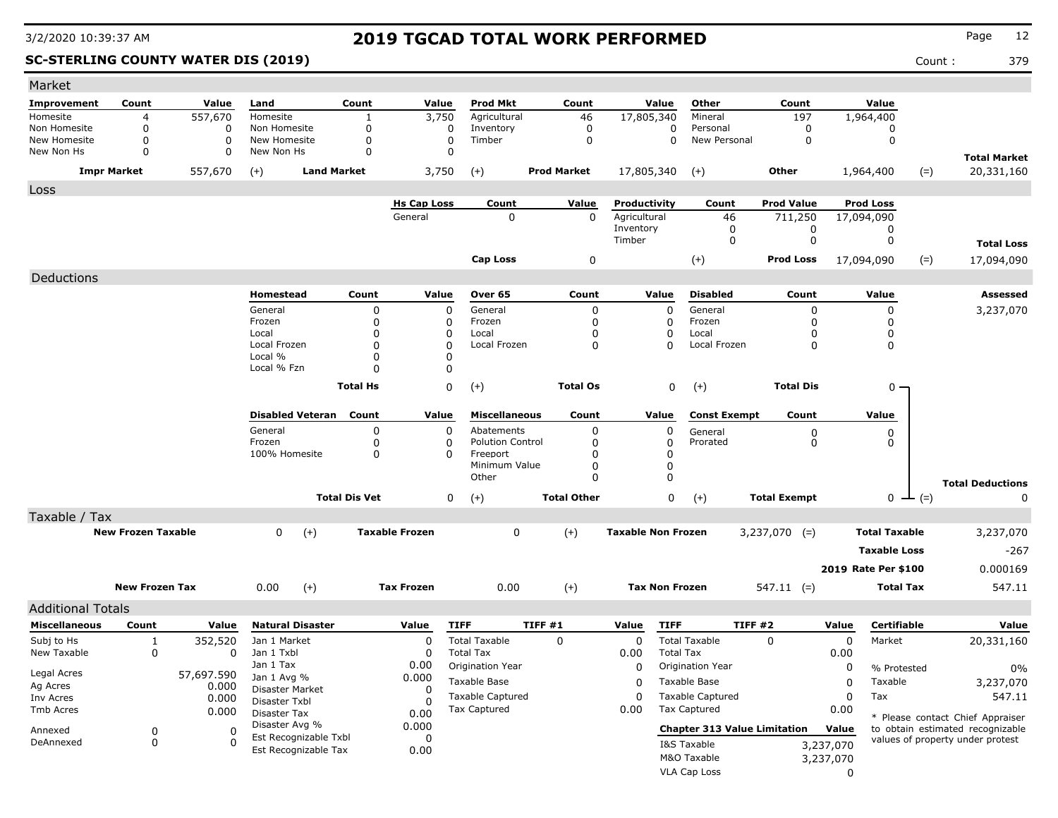# 2019 TGCAD TOTAL WORK PERFORMED

3/2/2020 10:39:37 AM

**SC-STERLING COUNTY WATER DIS (2019)**

Count : 379

## Market

| Improvement | Count | Value | Land | Count | Value | Prod Mkt | Count | Value | Other | Count | Value | | |
|---|---|---|---|---|---|---|---|---|---|---|---|---|---|
| Homesite | 4 | 557,670 | Homesite | 1 | 3,750 | Agricultural | 46 | 17,805,340 | Mineral | 197 | 1,964,400 | | |
| Non Homesite | 0 | 0 | Non Homesite | 0 | 0 | Inventory | 0 | 0 | Personal | 0 | 0 | | |
| New Homesite | 0 | 0 | New Homesite | 0 | 0 | Timber | 0 | 0 | New Personal | 0 | 0 | | |
| New Non Hs | 0 | 0 | New Non Hs | 0 | 0 | | | | | | | | **Total Market** |
| **Impr Market** | | 557,670 | (+) | **Land Market** | 3,750 | (+) | **Prod Market** | 17,805,340 | (+) | **Other** | 1,964,400 | (=) | 20,331,160 |

## Loss

| Hs Cap Loss | Count | Value | Productivity | Count | Prod Value | Prod Loss | | |
|---|---|---|---|---|---|---|---|---|
| General | 0 | 0 | Agricultural | 46 | 711,250 | 17,094,090 | | |
| | | | Inventory | 0 | 0 | 0 | | |
| | | | Timber | 0 | 0 | 0 | | **Total Loss** |
| **Cap Loss** | | 0 | | (+) | **Prod Loss** | 17,094,090 | (=) | 17,094,090 |

## Deductions

| Homestead | Count | Value | Over 65 | Count | Value | Disabled | Count | Value | Assessed |
|---|---|---|---|---|---|---|---|---|---|
| General | 0 | 0 | General | 0 | 0 | General | 0 | 0 | 3,237,070 |
| Frozen | 0 | 0 | Frozen | 0 | 0 | Frozen | 0 | 0 | |
| Local | 0 | 0 | Local | 0 | 0 | Local | 0 | 0 | |
| Local Frozen | 0 | 0 | Local Frozen | 0 | 0 | Local Frozen | 0 | 0 | |
| Local % | 0 | 0 | | | | | | | |
| Local % Fzn | 0 | 0 | | | | | | | |
| **Total Hs** | | 0 | (+) **Total Os** | | 0 | (+) **Total Dis** | | 0 | |

| Disabled Veteran | Count | Value | Miscellaneous | Count | Value | Const Exempt | Count | Value | | |
|---|---|---|---|---|---|---|---|---|---|---|
| General | 0 | 0 | Abatements | 0 | 0 | General | 0 | 0 | | |
| Frozen | 0 | 0 | Polution Control | 0 | 0 | Prorated | 0 | 0 | | |
| 100% Homesite | 0 | 0 | Freeport | 0 | 0 | | | | | |
| | | | Minimum Value | 0 | 0 | | | | | |
| | | | Other | 0 | 0 | | | | | **Total Deductions** |
| **Total Dis Vet** | | 0 | (+) **Total Other** | | 0 | (+) **Total Exempt** | | 0 | (=) | 0 |

## Taxable / Tax

| New Frozen Taxable | | (+) | Taxable Frozen | | (+) | Taxable Non Frozen | | (=) | Total Taxable | |
|---|---|---|---|---|---|---|---|---|---|---|
| | 0 | (+) | | 0 | (+) | | 3,237,070 | (=) | **Total Taxable** | 3,237,070 |
| | | | | | | | | | **Taxable Loss** | -267 |
| | | | | | | | | | **2019 Rate Per $100** | 0.000169 |
| **New Frozen Tax** | 0.00 | (+) | **Tax Frozen** | 0.00 | (+) | **Tax Non Frozen** | 547.11 | (=) | **Total Tax** | 547.11 |

## Additional Totals

| Miscellaneous | Count | Value |
|---|---|---|
| Subj to Hs | 1 | 352,520 |
| New Taxable | 0 | 0 |
| Legal Acres | | 57,697.590 |
| Ag Acres | | 0.000 |
| Inv Acres | | 0.000 |
| Tmb Acres | | 0.000 |
| Annexed | 0 | 0 |
| DeAnnexed | 0 | 0 |

| Natural Disaster | Value |
|---|---|
| Jan 1 Market | 0 |
| Jan 1 Txbl | 0 |
| Jan 1 Tax | 0.00 |
| Jan 1 Avg % | 0.000 |
| Disaster Market | 0 |
| Disaster Txbl | 0 |
| Disaster Tax | 0.00 |
| Disaster Avg % | 0.000 |
| Est Recognizable Txbl | 0 |
| Est Recognizable Tax | 0.00 |

| TIFF | TIFF #1 | Value |
|---|---|---|
| Total Taxable | 0 | 0 |
| Total Tax | | 0.00 |
| Origination Year | | 0 |
| Taxable Base | | 0 |
| Taxable Captured | | 0 |
| Tax Captured | | 0.00 |

| TIFF | TIFF #2 | Value |
|---|---|---|
| Total Taxable | 0 | 0 |
| Total Tax | | 0.00 |
| Origination Year | | 0 |
| Taxable Base | | 0 |
| Taxable Captured | | 0 |
| Tax Captured | | 0.00 |

| Chapter 313 Value Limitation | Value |
|---|---|
| I&S Taxable | 3,237,070 |
| M&O Taxable | 3,237,070 |
| VLA Cap Loss | 0 |

| Certifiable | Value |
|---|---|
| Market | 20,331,160 |
| % Protested | 0% |
| Taxable | 3,237,070 |
| Tax | 547.11 |

* Please contact Chief Appraiser to obtain estimated recognizable values of property under protest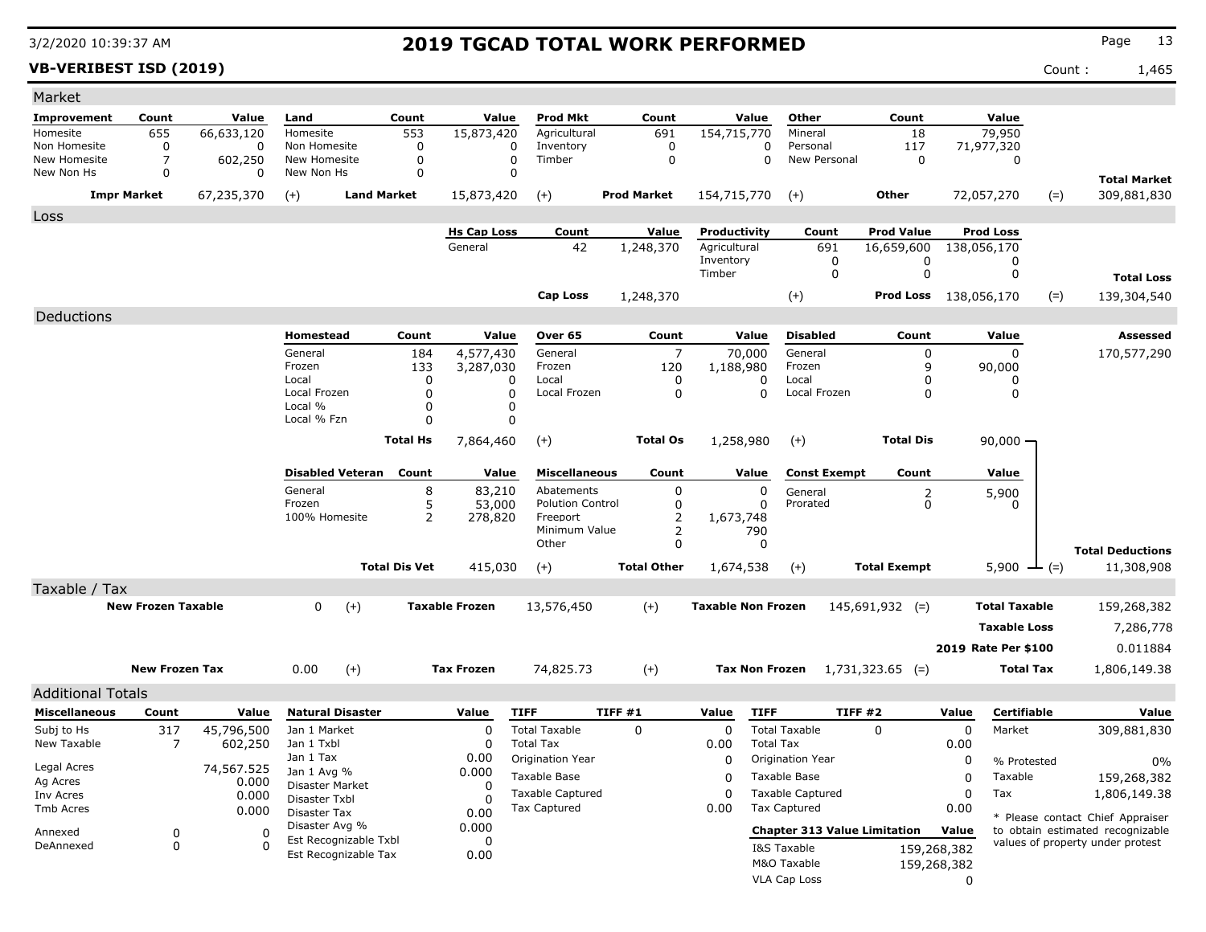# 2019 TGCAD TOTAL WORK PERFORMED

3/2/2020 10:39:37 AM

**VB-VERIBEST ISD (2019)**

Count : 1,465

## Market

| Improvement | Count | Value | Land | Count | Value | Prod Mkt | Count | Value | Other | Count | Value | | |
|---|---|---|---|---|---|---|---|---|---|---|---|---|---|
| Homesite | 655 | 66,633,120 | Homesite | 553 | 15,873,420 | Agricultural | 691 | 154,715,770 | Mineral | 18 | 79,950 | | |
| Non Homesite | 0 | 0 | Non Homesite | 0 | 0 | Inventory | 0 | 0 | Personal | 117 | 71,977,320 | | |
| New Homesite | 7 | 602,250 | New Homesite | 0 | 0 | Timber | 0 | 0 | New Personal | 0 | 0 | | |
| New Non Hs | 0 | 0 | New Non Hs | 0 | 0 | | | | | | | | **Total Market** |
| **Impr Market** | | 67,235,370 | (+) **Land Market** | | 15,873,420 | (+) **Prod Market** | | 154,715,770 | (+) **Other** | | 72,057,270 | (=) | 309,881,830 |

## Loss

| Hs Cap Loss | Count | Value | Productivity | Count | Prod Value | Prod Loss | | |
|---|---|---|---|---|---|---|---|---|
| General | 42 | 1,248,370 | Agricultural | 691 | 16,659,600 | 138,056,170 | | |
| | | | Inventory | 0 | 0 | 0 | | |
| | | | Timber | 0 | 0 | 0 | | **Total Loss** |
| **Cap Loss** | | 1,248,370 | (+) | | **Prod Loss** | 138,056,170 | (=) | 139,304,540 |

## Deductions

| Homestead | Count | Value | Over 65 | Count | Value | Disabled | Count | Value | Assessed |
|---|---|---|---|---|---|---|---|---|---|
| General | 184 | 4,577,430 | General | 7 | 70,000 | General | 0 | 0 | 170,577,290 |
| Frozen | 133 | 3,287,030 | Frozen | 120 | 1,188,980 | Frozen | 9 | 90,000 | |
| Local | 0 | 0 | Local | 0 | 0 | Local | 0 | 0 | |
| Local Frozen | 0 | 0 | Local Frozen | 0 | 0 | Local Frozen | 0 | 0 | |
| Local % | 0 | 0 | | | | | | | |
| Local % Fzn | 0 | 0 | | | | | | | |
| **Total Hs** | | 7,864,460 | (+) **Total Os** | | 1,258,980 | (+) **Total Dis** | | 90,000 | |

| Disabled Veteran | Count | Value | Miscellaneous | Count | Value | Const Exempt | Count | Value | | |
|---|---|---|---|---|---|---|---|---|---|---|
| General | 8 | 83,210 | Abatements | 0 | 0 | General | 2 | 5,900 | | |
| Frozen | 5 | 53,000 | Polution Control | 0 | 0 | Prorated | 0 | 0 | | |
| 100% Homesite | 2 | 278,820 | Freeport | 2 | 1,673,748 | | | | | |
| | | | Minimum Value | 2 | 790 | | | | | |
| | | | Other | 0 | 0 | | | | | **Total Deductions** |
| **Total Dis Vet** | | 415,030 | (+) **Total Other** | | 1,674,538 | (+) **Total Exempt** | | 5,900 | (=) | 11,308,908 |

## Taxable / Tax

| | | | | | | | |
|---|---|---|---|---|---|---|---|
| **New Frozen Taxable** | 0 | (+) **Taxable Frozen** | 13,576,450 | (+) **Taxable Non Frozen** | 145,691,932 (=) | **Total Taxable** | 159,268,382 |
| | | | | | | **Taxable Loss** | 7,286,778 |
| | | | | | | **2019 Rate Per $100** | 0.011884 |
| **New Frozen Tax** | 0.00 | (+) **Tax Frozen** | 74,825.73 | (+) **Tax Non Frozen** | 1,731,323.65 (=) | **Total Tax** | 1,806,149.38 |

## Additional Totals

| Miscellaneous | Count | Value |
|---|---|---|
| Subj to Hs | 317 | 45,796,500 |
| New Taxable | 7 | 602,250 |
| Legal Acres | | 74,567.525 |
| Ag Acres | | 0.000 |
| Inv Acres | | 0.000 |
| Tmb Acres | | 0.000 |
| Annexed | 0 | 0 |
| DeAnnexed | 0 | 0 |

| Natural Disaster | Value |
|---|---|
| Jan 1 Market | 0 |
| Jan 1 Txbl | 0 |
| Jan 1 Tax | 0.00 |
| Jan 1 Avg % | 0.000 |
| Disaster Market | 0 |
| Disaster Txbl | 0 |
| Disaster Tax | 0.00 |
| Disaster Avg % | 0.000 |
| Est Recognizable Txbl | 0 |
| Est Recognizable Tax | 0.00 |

| TIFF | TIFF #1 | Value |
|---|---|---|
| Total Taxable | 0 | 0 |
| Total Tax | | 0.00 |
| Origination Year | | 0 |
| Taxable Base | | 0 |
| Taxable Captured | | 0 |
| Tax Captured | | 0.00 |

| TIFF | TIFF #2 | Value |
|---|---|---|
| Total Taxable | 0 | 0 |
| Total Tax | | 0.00 |
| Origination Year | | 0 |
| Taxable Base | | 0 |
| Taxable Captured | | 0 |
| Tax Captured | | 0.00 |

| Chapter 313 Value Limitation | Value |
|---|---|
| I&S Taxable | 159,268,382 |
| M&O Taxable | 159,268,382 |
| VLA Cap Loss | 0 |

| Certifiable | Value |
|---|---|
| Market | 309,881,830 |
| % Protested | 0% |
| Taxable | 159,268,382 |
| Tax | 1,806,149.38 |

* Please contact Chief Appraiser to obtain estimated recognizable values of property under protest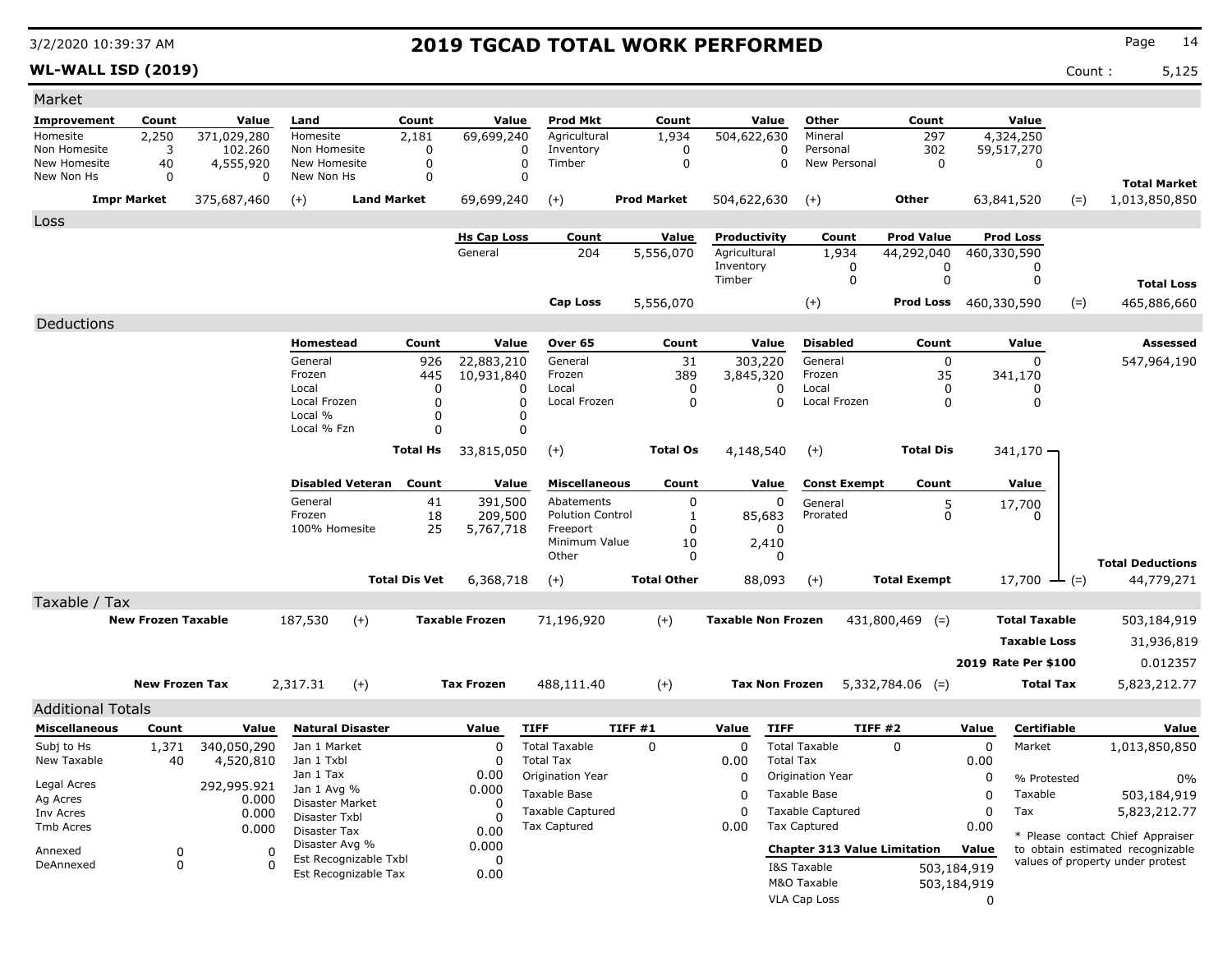# 2019 TGCAD TOTAL WORK PERFORMED

3/2/2020 10:39:37 AM

**WL-WALL ISD (2019)** Count : 5,125

## Market

| Improvement | Count | Value | Land | Count | Value | Prod Mkt | Count | Value | Other | Count | Value | | |
|---|---|---|---|---|---|---|---|---|---|---|---|---|---|
| Homesite | 2,250 | 371,029,280 | Homesite | 2,181 | 69,699,240 | Agricultural | 1,934 | 504,622,630 | Mineral | 297 | 4,324,250 | | |
| Non Homesite | 3 | 102.260 | Non Homesite | 0 | 0 | Inventory | 0 | 0 | Personal | 302 | 59,517,270 | | |
| New Homesite | 40 | 4,555,920 | New Homesite | 0 | 0 | Timber | 0 | 0 | New Personal | 0 | 0 | | |
| New Non Hs | 0 | 0 | New Non Hs | 0 | 0 | | | | | | | | **Total Market** |
| **Impr Market** | | 375,687,460 | (+) **Land Market** | | 69,699,240 | (+) **Prod Market** | | 504,622,630 | (+) **Other** | | 63,841,520 | (=) | 1,013,850,850 |

## Loss

| Hs Cap Loss | Count | Value | Productivity | Count | Prod Value | Prod Loss | | |
|---|---|---|---|---|---|---|---|---|
| General | 204 | 5,556,070 | Agricultural | 1,934 | 44,292,040 | 460,330,590 | | |
| | | | Inventory | 0 | 0 | 0 | | |
| | | | Timber | 0 | 0 | 0 | | **Total Loss** |
| **Cap Loss** | | 5,556,070 | (+) | | **Prod Loss** | 460,330,590 | (=) | 465,886,660 |

## Deductions

| Homestead | Count | Value | Over 65 | Count | Value | Disabled | Count | Value | | Assessed |
|---|---|---|---|---|---|---|---|---|---|---|
| General | 926 | 22,883,210 | General | 31 | 303,220 | General | 0 | 0 | | 547,964,190 |
| Frozen | 445 | 10,931,840 | Frozen | 389 | 3,845,320 | Frozen | 35 | 341,170 | | |
| Local | 0 | 0 | Local | 0 | 0 | Local | 0 | 0 | | |
| Local Frozen | 0 | 0 | Local Frozen | 0 | 0 | Local Frozen | 0 | 0 | | |
| Local % | 0 | 0 | | | | | | | | |
| Local % Fzn | 0 | 0 | | | | | | | | |
| **Total Hs** | | 33,815,050 | (+) **Total Os** | | 4,148,540 | (+) **Total Dis** | | 341,170 | | |

| Disabled Veteran | Count | Value | Miscellaneous | Count | Value | Const Exempt | Count | Value | | |
|---|---|---|---|---|---|---|---|---|---|---|
| General | 41 | 391,500 | Abatements | 0 | 0 | General | 5 | 17,700 | | |
| Frozen | 18 | 209,500 | Polution Control | 1 | 85,683 | Prorated | 0 | 0 | | |
| 100% Homesite | 25 | 5,767,718 | Freeport | 0 | 0 | | | | | |
| | | | Minimum Value | 10 | 2,410 | | | | | |
| | | | Other | 0 | 0 | | | | | **Total Deductions** |
| **Total Dis Vet** | | 6,368,718 | (+) **Total Other** | | 88,093 | (+) **Total Exempt** | | 17,700 | (=) | 44,779,271 |

## Taxable / Tax

| | | | | | | | | |
|---|---|---|---|---|---|---|---|---|
| **New Frozen Taxable** | 187,530 | (+) | **Taxable Frozen** | 71,196,920 | (+) | **Taxable Non Frozen** | 431,800,469 (=) | **Total Taxable** 503,184,919 |
| | | | | | | | | **Taxable Loss** 31,936,819 |
| | | | | | | | | **2019 Rate Per $100** 0.012357 |
| **New Frozen Tax** | 2,317.31 | (+) | **Tax Frozen** | 488,111.40 | (+) | **Tax Non Frozen** | 5,332,784.06 (=) | **Total Tax** 5,823,212.77 |

## Additional Totals

| Miscellaneous | Count | Value |
|---|---|---|
| Subj to Hs | 1,371 | 340,050,290 |
| New Taxable | 40 | 4,520,810 |
| Legal Acres | | 292,995.921 |
| Ag Acres | | 0.000 |
| Inv Acres | | 0.000 |
| Tmb Acres | | 0.000 |
| Annexed | 0 | 0 |
| DeAnnexed | 0 | 0 |

| Natural Disaster | Value |
|---|---|
| Jan 1 Market | 0 |
| Jan 1 Txbl | 0 |
| Jan 1 Tax | 0.00 |
| Jan 1 Avg % | 0.000 |
| Disaster Market | 0 |
| Disaster Txbl | 0 |
| Disaster Tax | 0.00 |
| Disaster Avg % | 0.000 |
| Est Recognizable Txbl | 0 |
| Est Recognizable Tax | 0.00 |

| TIFF | TIFF #1 | Value |
|---|---|---|
| Total Taxable | 0 | 0 |
| Total Tax | | 0.00 |
| Origination Year | | 0 |
| Taxable Base | | 0 |
| Taxable Captured | | 0 |
| Tax Captured | | 0.00 |

| TIFF | TIFF #2 | Value |
|---|---|---|
| Total Taxable | 0 | 0 |
| Total Tax | | 0.00 |
| Origination Year | | 0 |
| Taxable Base | | 0 |
| Taxable Captured | | 0 |
| Tax Captured | | 0.00 |

| Chapter 313 Value Limitation | Value |
|---|---|
| I&S Taxable | 503,184,919 |
| M&O Taxable | 503,184,919 |
| VLA Cap Loss | 0 |

| Certifiable | Value |
|---|---|
| Market | 1,013,850,850 |
| % Protested | 0% |
| Taxable | 503,184,919 |
| Tax | 5,823,212.77 |

* Please contact Chief Appraiser to obtain estimated recognizable values of property under protest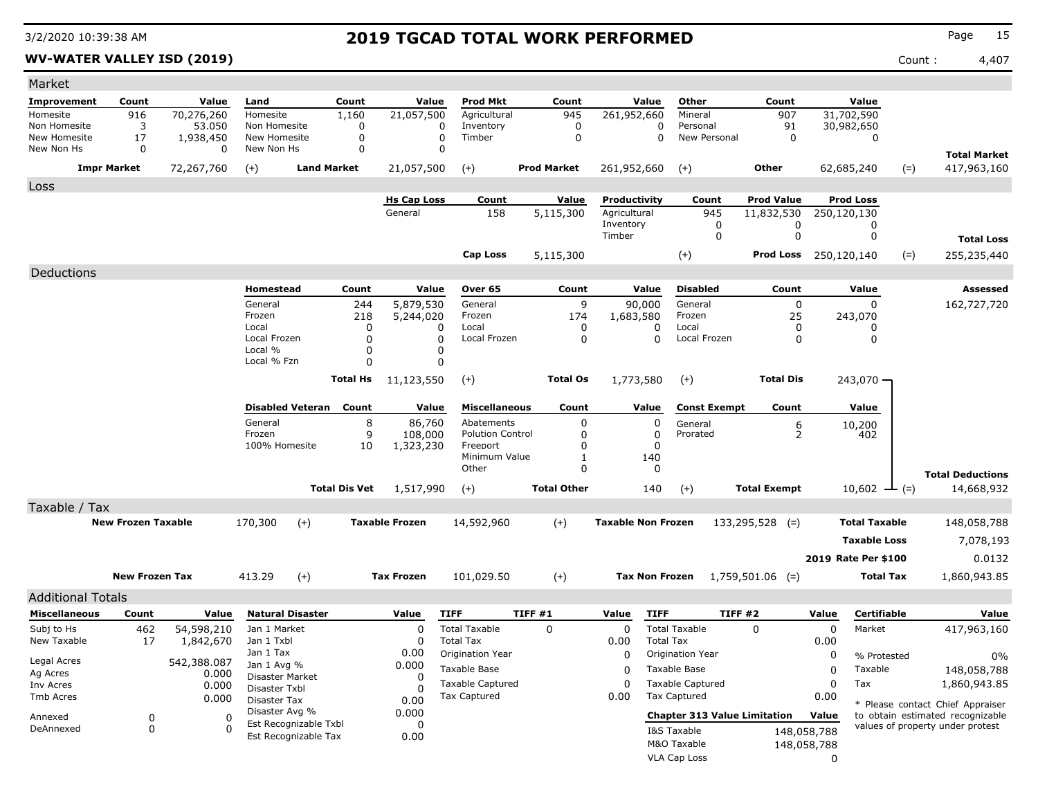# 2019 TGCAD TOTAL WORK PERFORMED

3/2/2020 10:39:38 AM

**WV-WATER VALLEY ISD (2019)** Count : 4,407

## Market

| Improvement | Count | Value | Land | Count | Value | Prod Mkt | Count | Value | Other | Count | Value | | |
|---|---|---|---|---|---|---|---|---|---|---|---|---|---|
| Homesite | 916 | 70,276,260 | Homesite | 1,160 | 21,057,500 | Agricultural | 945 | 261,952,660 | Mineral | 907 | 31,702,590 | | |
| Non Homesite | 3 | 53.050 | Non Homesite | 0 | 0 | Inventory | 0 | 0 | Personal | 91 | 30,982,650 | | |
| New Homesite | 17 | 1,938,450 | New Homesite | 0 | 0 | Timber | 0 | 0 | New Personal | 0 | 0 | | |
| New Non Hs | 0 | 0 | New Non Hs | 0 | 0 | | | | | | | | **Total Market** |
| **Impr Market** | | 72,267,760 | (+) **Land Market** | | 21,057,500 | (+) **Prod Market** | | 261,952,660 | (+) **Other** | | 62,685,240 | (=) | 417,963,160 |

## Loss

| Hs Cap Loss | Count | Value | Productivity | Count | Prod Value | Prod Loss | | |
|---|---|---|---|---|---|---|---|---|
| General | 158 | 5,115,300 | Agricultural | 945 | 11,832,530 | 250,120,130 | | |
| | | | Inventory | 0 | 0 | 0 | | |
| | | | Timber | 0 | 0 | 0 | | **Total Loss** |
| **Cap Loss** | | 5,115,300 | (+) | | **Prod Loss** | 250,120,140 | (=) | 255,235,440 |

## Deductions

| Homestead | Count | Value | Over 65 | Count | Value | Disabled | Count | Value | Assessed |
|---|---|---|---|---|---|---|---|---|---|
| General | 244 | 5,879,530 | General | 9 | 90,000 | General | 0 | 0 | 162,727,720 |
| Frozen | 218 | 5,244,020 | Frozen | 174 | 1,683,580 | Frozen | 25 | 243,070 | |
| Local | 0 | 0 | Local | 0 | 0 | Local | 0 | 0 | |
| Local Frozen | 0 | 0 | Local Frozen | 0 | 0 | Local Frozen | 0 | 0 | |
| Local % | 0 | 0 | | | | | | | |
| Local % Fzn | 0 | 0 | | | | | | | |
| **Total Hs** | | 11,123,550 | (+) **Total Os** | | 1,773,580 | (+) **Total Dis** | | 243,070 | |

| Disabled Veteran | Count | Value | Miscellaneous | Count | Value | Const Exempt | Count | Value | |
|---|---|---|---|---|---|---|---|---|---|
| General | 8 | 86,760 | Abatements | 0 | 0 | General | 6 | 10,200 | |
| Frozen | 9 | 108,000 | Polution Control | 0 | 0 | Prorated | 2 | 402 | |
| 100% Homesite | 10 | 1,323,230 | Freeport | 0 | 0 | | | | |
| | | | Minimum Value | 1 | 140 | | | | |
| | | | Other | 0 | 0 | | | | **Total Deductions** |
| **Total Dis Vet** | | 1,517,990 | (+) **Total Other** | | 140 | (+) **Total Exempt** | | 10,602 | (=) 14,668,932 |

## Taxable / Tax

| | | | | | | | | |
|---|---|---|---|---|---|---|---|---|
| **New Frozen Taxable** | 170,300 | (+) | **Taxable Frozen** | 14,592,960 | (+) | **Taxable Non Frozen** | 133,295,528 (=) | **Total Taxable** 148,058,788 |
| | | | | | | | | **Taxable Loss** 7,078,193 |
| | | | | | | | | **2019 Rate Per $100** 0.0132 |
| **New Frozen Tax** | 413.29 | (+) | **Tax Frozen** | 101,029.50 | (+) | **Tax Non Frozen** | 1,759,501.06 (=) | **Total Tax** 1,860,943.85 |

## Additional Totals

| Miscellaneous | Count | Value |
|---|---|---|
| Subj to Hs | 462 | 54,598,210 |
| New Taxable | 17 | 1,842,670 |
| Legal Acres | | 542,388.087 |
| Ag Acres | | 0.000 |
| Inv Acres | | 0.000 |
| Tmb Acres | | 0.000 |
| Annexed | 0 | 0 |
| DeAnnexed | 0 | 0 |

| Natural Disaster | Value |
|---|---|
| Jan 1 Market | 0 |
| Jan 1 Txbl | 0 |
| Jan 1 Tax | 0.00 |
| Jan 1 Avg % | 0.000 |
| Disaster Market | 0 |
| Disaster Txbl | 0 |
| Disaster Tax | 0.00 |
| Disaster Avg % | 0.000 |
| Est Recognizable Txbl | 0 |
| Est Recognizable Tax | 0.00 |

| TIFF | TIFF #1 | Value |
|---|---|---|
| Total Taxable | 0 | 0 |
| Total Tax | | 0.00 |
| Origination Year | | 0 |
| Taxable Base | | 0 |
| Taxable Captured | | 0 |
| Tax Captured | | 0.00 |

| TIFF | TIFF #2 | Value |
|---|---|---|
| Total Taxable | 0 | 0 |
| Total Tax | | 0.00 |
| Origination Year | | 0 |
| Taxable Base | | 0 |
| Taxable Captured | | 0 |
| Tax Captured | | 0.00 |

| Chapter 313 Value Limitation | Value |
|---|---|
| I&S Taxable | 148,058,788 |
| M&O Taxable | 148,058,788 |
| VLA Cap Loss | 0 |

| Certifiable | Value |
|---|---|
| Market | 417,963,160 |
| % Protested | 0% |
| Taxable | 148,058,788 |
| Tax | 1,860,943.85 |

* Please contact Chief Appraiser to obtain estimated recognizable values of property under protest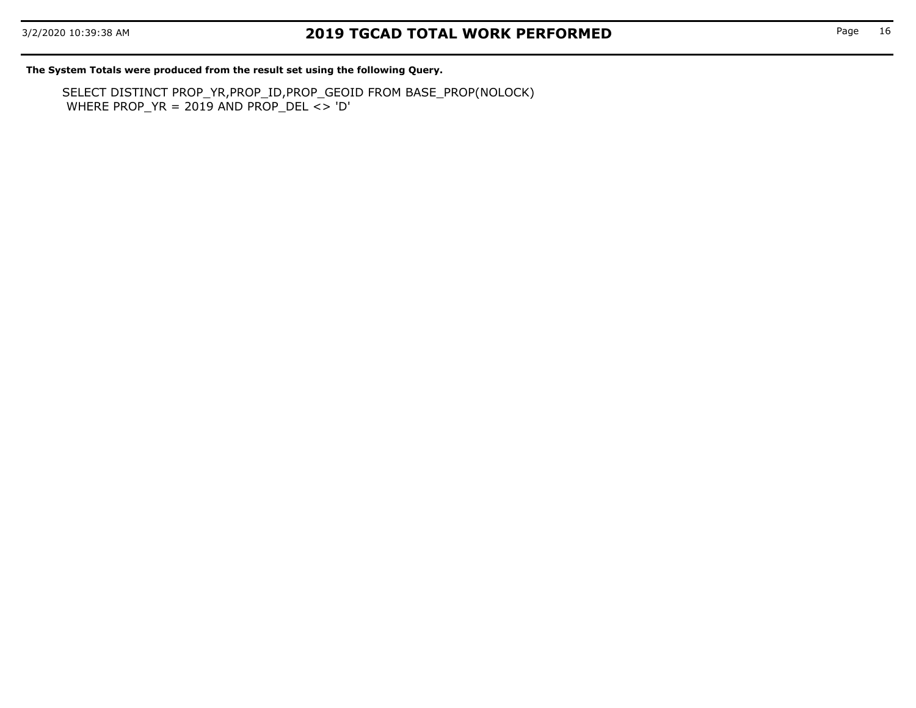**The System Totals were produced from the result set using the following Query.**

```
SELECT DISTINCT PROP_YR,PROP_ID,PROP_GEOID FROM BASE_PROP(NOLOCK)
 WHERE PROP_YR = 2019 AND PROP_DEL <> 'D'
```